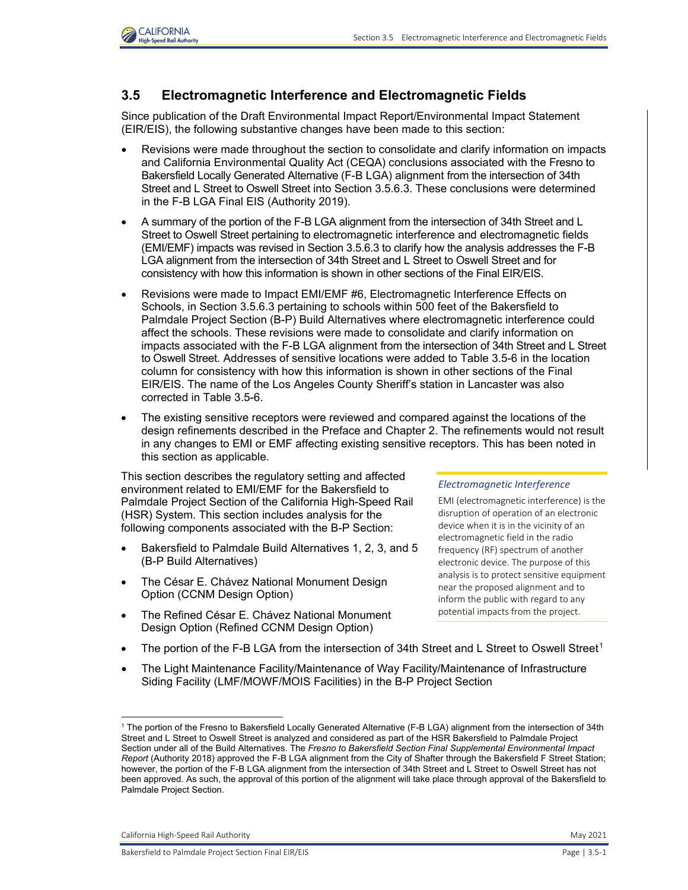## 3.5 Electromagnetic Interference and Electromagnetic Fields

Since publication of the Draft Environmental Impact Report/Environmental Impact Statement (EIR/EIS), the following substantive changes have been made to this section:

- Revisions were made throughout the section to consolidate and clarify information on impacts and California Environmental Quality Act (CEQA) conclusions associated with the Fresno to Bakersfield Locally Generated Alternative (F-B LGA) alignment from the intersection of 34th Street and L Street to Oswell Street into Section 3.5.6.3. These conclusions were determined in the F-B LGA Final EIS (Authority 2019).
- A summary of the portion of the F-B LGA alignment from the intersection of 34th Street and L Street to Oswell Street pertaining to electromagnetic interference and electromagnetic fields (EMI/EMF) impacts was revised in Section 3.5.6.3 to clarify how the analysis addresses the F-B LGA alignment from the intersection of 34th Street and L Street to Oswell Street and for consistency with how this information is shown in other sections of the Final EIR/EIS.
- Revisions were made to Impact EMI/EMF #6, Electromagnetic Interference Effects on Schools, in Section 3.5.6.3 pertaining to schools within 500 feet of the Bakersfield to Palmdale Project Section (B-P) Build Alternatives where electromagnetic interference could affect the schools. These revisions were made to consolidate and clarify information on impacts associated with the F-B LGA alignment from the intersection of 34th Street and L Street to Oswell Street. Addresses of sensitive locations were added to Table 3.5-6 in the location column for consistency with how this information is shown in other sections of the Final EIR/EIS. The name of the Los Angeles County Sheriff's station in Lancaster was also corrected in Table 3.5-6.
- The existing sensitive receptors were reviewed and compared against the locations of the design refinements described in the Preface and Chapter 2. The refinements would not result in any changes to EMI or EMF affecting existing sensitive receptors. This has been noted in this section as applicable.

This section describes the regulatory setting and affected environment related to EMI/EMF for the Bakersfield to Palmdale Project Section of the California High-Speed Rail (HSR) System. This section includes analysis for the following components associated with the B-P Section:

- Bakersfield to Palmdale Build Alternatives 1, 2, 3, and 5 (B-P Build Alternatives)
- The César E. Chávez National Monument Design Option (CCNM Design Option)
- The Refined César E. Chávez National Monument Design Option (Refined CCNM Design Option)
- The portion of the F-B LGA from the intersection of 34th Street and L Street to Oswell Street[1]
- The Light Maintenance Facility/Maintenance of Way Facility/Maintenance of Infrastructure Siding Facility (LMF/MOWF/MOIS Facilities) in the B-P Project Section

> *Electromagnetic Interference*
>
> EMI (electromagnetic interference) is the disruption of operation of an electronic device when it is in the vicinity of an electromagnetic field in the radio frequency (RF) spectrum of another electronic device. The purpose of this analysis is to protect sensitive equipment near the proposed alignment and to inform the public with regard to any potential impacts from the project.

[1] The portion of the Fresno to Bakersfield Locally Generated Alternative (F-B LGA) alignment from the intersection of 34th Street and L Street to Oswell Street is analyzed and considered as part of the HSR Bakersfield to Palmdale Project Section under all of the Build Alternatives. The *Fresno to Bakersfield Section Final Supplemental Environmental Impact Report* (Authority 2018) approved the F-B LGA alignment from the City of Shafter through the Bakersfield F Street Station; however, the portion of the F-B LGA alignment from the intersection of 34th Street and L Street to Oswell Street has not been approved. As such, the approval of this portion of the alignment will take place through approval of the Bakersfield to Palmdale Project Section.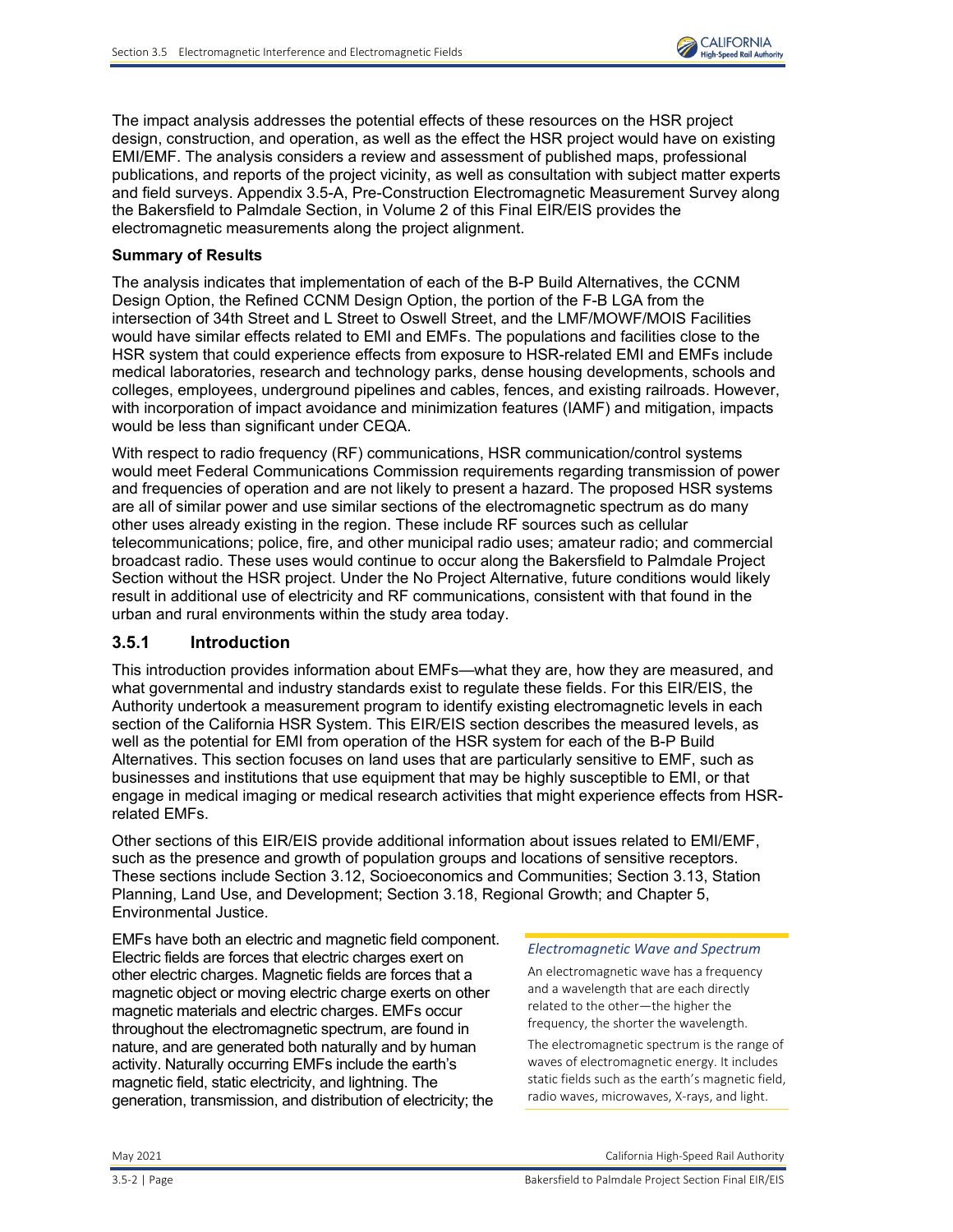The impact analysis addresses the potential effects of these resources on the HSR project design, construction, and operation, as well as the effect the HSR project would have on existing EMI/EMF. The analysis considers a review and assessment of published maps, professional publications, and reports of the project vicinity, as well as consultation with subject matter experts and field surveys. Appendix 3.5-A, Pre-Construction Electromagnetic Measurement Survey along the Bakersfield to Palmdale Section, in Volume 2 of this Final EIR/EIS provides the electromagnetic measurements along the project alignment.

**Summary of Results**

The analysis indicates that implementation of each of the B-P Build Alternatives, the CCNM Design Option, the Refined CCNM Design Option, the portion of the F-B LGA from the intersection of 34th Street and L Street to Oswell Street, and the LMF/MOWF/MOIS Facilities would have similar effects related to EMI and EMFs. The populations and facilities close to the HSR system that could experience effects from exposure to HSR-related EMI and EMFs include medical laboratories, research and technology parks, dense housing developments, schools and colleges, employees, underground pipelines and cables, fences, and existing railroads. However, with incorporation of impact avoidance and minimization features (IAMF) and mitigation, impacts would be less than significant under CEQA.

With respect to radio frequency (RF) communications, HSR communication/control systems would meet Federal Communications Commission requirements regarding transmission of power and frequencies of operation and are not likely to present a hazard. The proposed HSR systems are all of similar power and use similar sections of the electromagnetic spectrum as do many other uses already existing in the region. These include RF sources such as cellular telecommunications; police, fire, and other municipal radio uses; amateur radio; and commercial broadcast radio. These uses would continue to occur along the Bakersfield to Palmdale Project Section without the HSR project. Under the No Project Alternative, future conditions would likely result in additional use of electricity and RF communications, consistent with that found in the urban and rural environments within the study area today.

## 3.5.1 Introduction

This introduction provides information about EMFs—what they are, how they are measured, and what governmental and industry standards exist to regulate these fields. For this EIR/EIS, the Authority undertook a measurement program to identify existing electromagnetic levels in each section of the California HSR System. This EIR/EIS section describes the measured levels, as well as the potential for EMI from operation of the HSR system for each of the B-P Build Alternatives. This section focuses on land uses that are particularly sensitive to EMF, such as businesses and institutions that use equipment that may be highly susceptible to EMI, or that engage in medical imaging or medical research activities that might experience effects from HSR-related EMFs.

Other sections of this EIR/EIS provide additional information about issues related to EMI/EMF, such as the presence and growth of population groups and locations of sensitive receptors. These sections include Section 3.12, Socioeconomics and Communities; Section 3.13, Station Planning, Land Use, and Development; Section 3.18, Regional Growth; and Chapter 5, Environmental Justice.

EMFs have both an electric and magnetic field component. Electric fields are forces that electric charges exert on other electric charges. Magnetic fields are forces that a magnetic object or moving electric charge exerts on other magnetic materials and electric charges. EMFs occur throughout the electromagnetic spectrum, are found in nature, and are generated both naturally and by human activity. Naturally occurring EMFs include the earth's magnetic field, static electricity, and lightning. The generation, transmission, and distribution of electricity; the

> *Electromagnetic Wave and Spectrum*
>
> An electromagnetic wave has a frequency and a wavelength that are each directly related to the other—the higher the frequency, the shorter the wavelength.
>
> The electromagnetic spectrum is the range of waves of electromagnetic energy. It includes static fields such as the earth's magnetic field, radio waves, microwaves, X-rays, and light.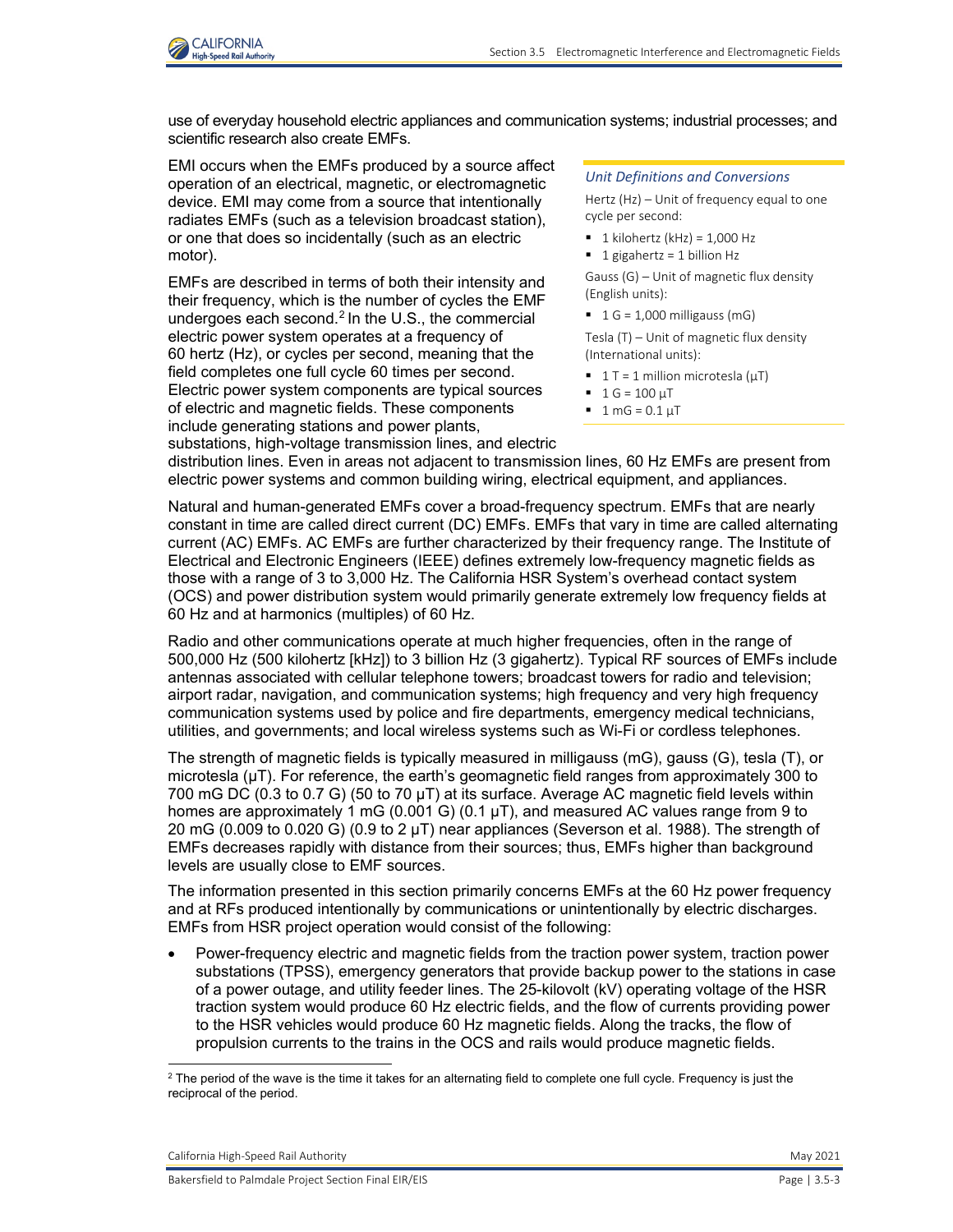use of everyday household electric appliances and communication systems; industrial processes; and scientific research also create EMFs.

EMI occurs when the EMFs produced by a source affect operation of an electrical, magnetic, or electromagnetic device. EMI may come from a source that intentionally radiates EMFs (such as a television broadcast station), or one that does so incidentally (such as an electric motor).

EMFs are described in terms of both their intensity and their frequency, which is the number of cycles the EMF undergoes each second.[2] In the U.S., the commercial electric power system operates at a frequency of 60 hertz (Hz), or cycles per second, meaning that the field completes one full cycle 60 times per second. Electric power system components are typical sources of electric and magnetic fields. These components include generating stations and power plants, substations, high-voltage transmission lines, and electric distribution lines. Even in areas not adjacent to transmission lines, 60 Hz EMFs are present from electric power systems and common building wiring, electrical equipment, and appliances.

> *Unit Definitions and Conversions*
>
> Hertz (Hz) – Unit of frequency equal to one cycle per second:
>
> - 1 kilohertz (kHz) = 1,000 Hz
> - 1 gigahertz = 1 billion Hz
>
> Gauss (G) – Unit of magnetic flux density (English units):
>
> - 1 G = 1,000 milligauss (mG)
>
> Tesla (T) – Unit of magnetic flux density (International units):
>
> - 1 T = 1 million microtesla (μT)
> - 1 G = 100 μT
> - 1 mG = 0.1 μT

Natural and human-generated EMFs cover a broad-frequency spectrum. EMFs that are nearly constant in time are called direct current (DC) EMFs. EMFs that vary in time are called alternating current (AC) EMFs. AC EMFs are further characterized by their frequency range. The Institute of Electrical and Electronic Engineers (IEEE) defines extremely low-frequency magnetic fields as those with a range of 3 to 3,000 Hz. The California HSR System's overhead contact system (OCS) and power distribution system would primarily generate extremely low frequency fields at 60 Hz and at harmonics (multiples) of 60 Hz.

Radio and other communications operate at much higher frequencies, often in the range of 500,000 Hz (500 kilohertz [kHz]) to 3 billion Hz (3 gigahertz). Typical RF sources of EMFs include antennas associated with cellular telephone towers; broadcast towers for radio and television; airport radar, navigation, and communication systems; high frequency and very high frequency communication systems used by police and fire departments, emergency medical technicians, utilities, and governments; and local wireless systems such as Wi-Fi or cordless telephones.

The strength of magnetic fields is typically measured in milligauss (mG), gauss (G), tesla (T), or microtesla (μT). For reference, the earth's geomagnetic field ranges from approximately 300 to 700 mG DC (0.3 to 0.7 G) (50 to 70 μT) at its surface. Average AC magnetic field levels within homes are approximately 1 mG (0.001 G) (0.1 μT), and measured AC values range from 9 to 20 mG (0.009 to 0.020 G) (0.9 to 2 μT) near appliances (Severson et al. 1988). The strength of EMFs decreases rapidly with distance from their sources; thus, EMFs higher than background levels are usually close to EMF sources.

The information presented in this section primarily concerns EMFs at the 60 Hz power frequency and at RFs produced intentionally by communications or unintentionally by electric discharges. EMFs from HSR project operation would consist of the following:

- Power-frequency electric and magnetic fields from the traction power system, traction power substations (TPSS), emergency generators that provide backup power to the stations in case of a power outage, and utility feeder lines. The 25-kilovolt (kV) operating voltage of the HSR traction system would produce 60 Hz electric fields, and the flow of currents providing power to the HSR vehicles would produce 60 Hz magnetic fields. Along the tracks, the flow of propulsion currents to the trains in the OCS and rails would produce magnetic fields.

[2] The period of the wave is the time it takes for an alternating field to complete one full cycle. Frequency is just the reciprocal of the period.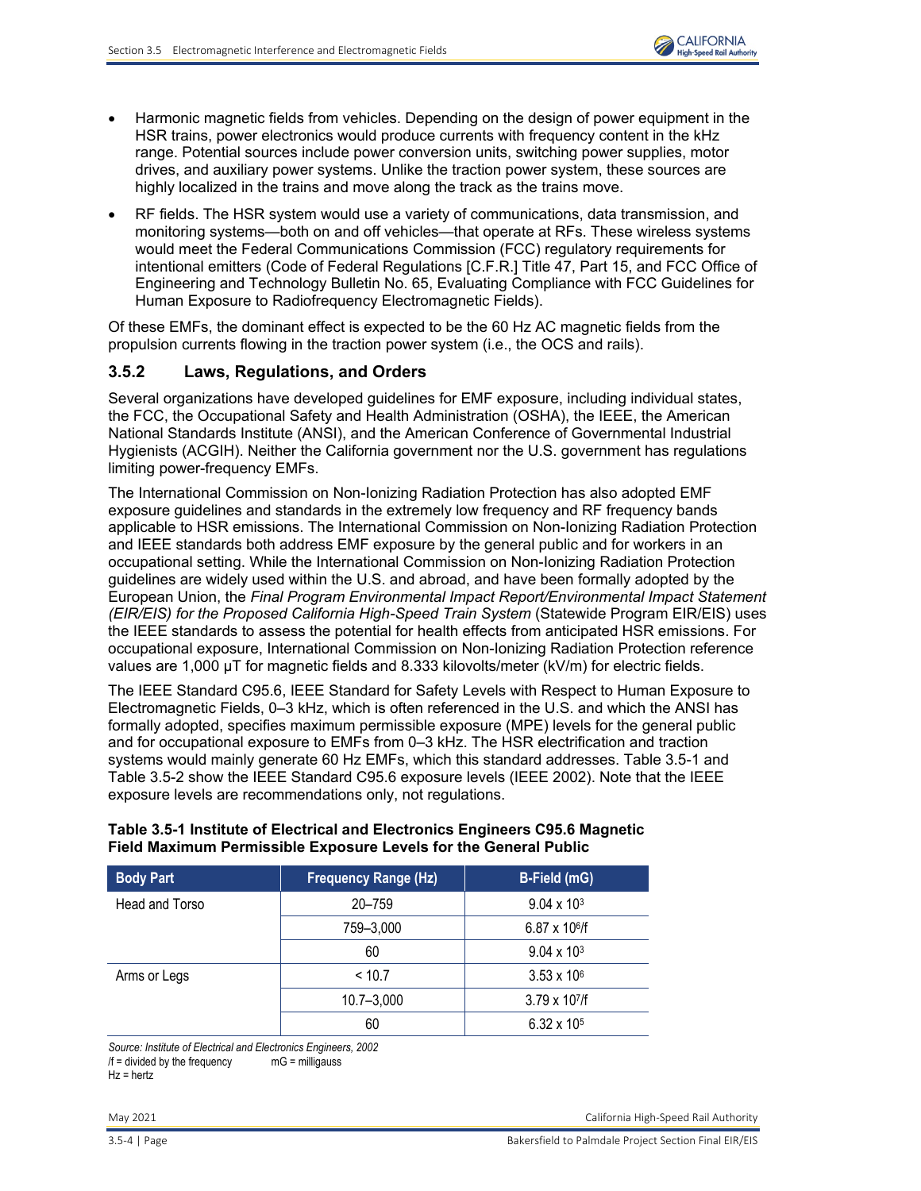- Harmonic magnetic fields from vehicles. Depending on the design of power equipment in the HSR trains, power electronics would produce currents with frequency content in the kHz range. Potential sources include power conversion units, switching power supplies, motor drives, and auxiliary power systems. Unlike the traction power system, these sources are highly localized in the trains and move along the track as the trains move.
- RF fields. The HSR system would use a variety of communications, data transmission, and monitoring systems—both on and off vehicles—that operate at RFs. These wireless systems would meet the Federal Communications Commission (FCC) regulatory requirements for intentional emitters (Code of Federal Regulations [C.F.R.] Title 47, Part 15, and FCC Office of Engineering and Technology Bulletin No. 65, Evaluating Compliance with FCC Guidelines for Human Exposure to Radiofrequency Electromagnetic Fields).

Of these EMFs, the dominant effect is expected to be the 60 Hz AC magnetic fields from the propulsion currents flowing in the traction power system (i.e., the OCS and rails).

### 3.5.2 Laws, Regulations, and Orders

Several organizations have developed guidelines for EMF exposure, including individual states, the FCC, the Occupational Safety and Health Administration (OSHA), the IEEE, the American National Standards Institute (ANSI), and the American Conference of Governmental Industrial Hygienists (ACGIH). Neither the California government nor the U.S. government has regulations limiting power-frequency EMFs.

The International Commission on Non-Ionizing Radiation Protection has also adopted EMF exposure guidelines and standards in the extremely low frequency and RF frequency bands applicable to HSR emissions. The International Commission on Non-Ionizing Radiation Protection and IEEE standards both address EMF exposure by the general public and for workers in an occupational setting. While the International Commission on Non-Ionizing Radiation Protection guidelines are widely used within the U.S. and abroad, and have been formally adopted by the European Union, the *Final Program Environmental Impact Report/Environmental Impact Statement (EIR/EIS) for the Proposed California High-Speed Train System* (Statewide Program EIR/EIS) uses the IEEE standards to assess the potential for health effects from anticipated HSR emissions. For occupational exposure, International Commission on Non-Ionizing Radiation Protection reference values are 1,000 µT for magnetic fields and 8.333 kilovolts/meter (kV/m) for electric fields.

The IEEE Standard C95.6, IEEE Standard for Safety Levels with Respect to Human Exposure to Electromagnetic Fields, 0–3 kHz, which is often referenced in the U.S. and which the ANSI has formally adopted, specifies maximum permissible exposure (MPE) levels for the general public and for occupational exposure to EMFs from 0–3 kHz. The HSR electrification and traction systems would mainly generate 60 Hz EMFs, which this standard addresses. Table 3.5-1 and Table 3.5-2 show the IEEE Standard C95.6 exposure levels (IEEE 2002). Note that the IEEE exposure levels are recommendations only, not regulations.

**Table 3.5-1 Institute of Electrical and Electronics Engineers C95.6 Magnetic Field Maximum Permissible Exposure Levels for the General Public**

| Body Part | Frequency Range (Hz) | B-Field (mG) |
|---|---|---|
| Head and Torso | 20–759 | $9.04 \times 10^3$ |
| | 759–3,000 | $6.87 \times 10^6/f$ |
| | 60 | $9.04 \times 10^3$ |
| Arms or Legs | < 10.7 | $3.53 \times 10^6$ |
| | 10.7–3,000 | $3.79 \times 10^7/f$ |
| | 60 | $6.32 \times 10^5$ |

*Source: Institute of Electrical and Electronics Engineers, 2002*
/f = divided by the frequency  mG = milligauss
Hz = hertz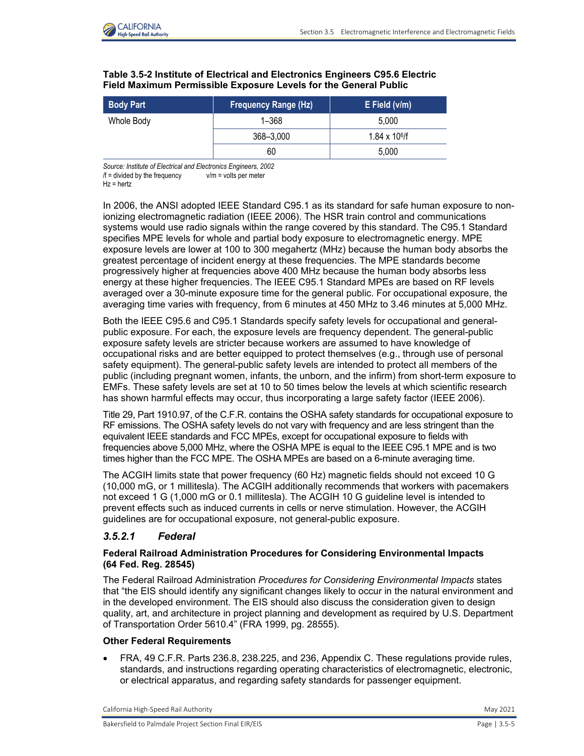**Table 3.5-2 Institute of Electrical and Electronics Engineers C95.6 Electric Field Maximum Permissible Exposure Levels for the General Public**

| Body Part | Frequency Range (Hz) | E Field (v/m) |
|---|---|---|
| Whole Body | 1–368 | 5,000 |
| | 368–3,000 | $1.84 \times 10^6$/f |
| | 60 | 5,000 |

*Source: Institute of Electrical and Electronics Engineers, 2002*
/f = divided by the frequency  v/m = volts per meter
Hz = hertz

In 2006, the ANSI adopted IEEE Standard C95.1 as its standard for safe human exposure to non-ionizing electromagnetic radiation (IEEE 2006). The HSR train control and communications systems would use radio signals within the range covered by this standard. The C95.1 Standard specifies MPE levels for whole and partial body exposure to electromagnetic energy. MPE exposure levels are lower at 100 to 300 megahertz (MHz) because the human body absorbs the greatest percentage of incident energy at these frequencies. The MPE standards become progressively higher at frequencies above 400 MHz because the human body absorbs less energy at these higher frequencies. The IEEE C95.1 Standard MPEs are based on RF levels averaged over a 30-minute exposure time for the general public. For occupational exposure, the averaging time varies with frequency, from 6 minutes at 450 MHz to 3.46 minutes at 5,000 MHz.

Both the IEEE C95.6 and C95.1 Standards specify safety levels for occupational and general-public exposure. For each, the exposure levels are frequency dependent. The general-public exposure safety levels are stricter because workers are assumed to have knowledge of occupational risks and are better equipped to protect themselves (e.g., through use of personal safety equipment). The general-public safety levels are intended to protect all members of the public (including pregnant women, infants, the unborn, and the infirm) from short-term exposure to EMFs. These safety levels are set at 10 to 50 times below the levels at which scientific research has shown harmful effects may occur, thus incorporating a large safety factor (IEEE 2006).

Title 29, Part 1910.97, of the C.F.R. contains the OSHA safety standards for occupational exposure to RF emissions. The OSHA safety levels do not vary with frequency and are less stringent than the equivalent IEEE standards and FCC MPEs, except for occupational exposure to fields with frequencies above 5,000 MHz, where the OSHA MPE is equal to the IEEE C95.1 MPE and is two times higher than the FCC MPE. The OSHA MPEs are based on a 6-minute averaging time.

The ACGIH limits state that power frequency (60 Hz) magnetic fields should not exceed 10 G (10,000 mG, or 1 millitesla). The ACGIH additionally recommends that workers with pacemakers not exceed 1 G (1,000 mG or 0.1 millitesla). The ACGIH 10 G guideline level is intended to prevent effects such as induced currents in cells or nerve stimulation. However, the ACGIH guidelines are for occupational exposure, not general-public exposure.

### *3.5.2.1 Federal*

**Federal Railroad Administration Procedures for Considering Environmental Impacts (64 Fed. Reg. 28545)**

The Federal Railroad Administration *Procedures for Considering Environmental Impacts* states that "the EIS should identify any significant changes likely to occur in the natural environment and in the developed environment. The EIS should also discuss the consideration given to design quality, art, and architecture in project planning and development as required by U.S. Department of Transportation Order 5610.4" (FRA 1999, pg. 28555).

**Other Federal Requirements**

- FRA, 49 C.F.R. Parts 236.8, 238.225, and 236, Appendix C. These regulations provide rules, standards, and instructions regarding operating characteristics of electromagnetic, electronic, or electrical apparatus, and regarding safety standards for passenger equipment.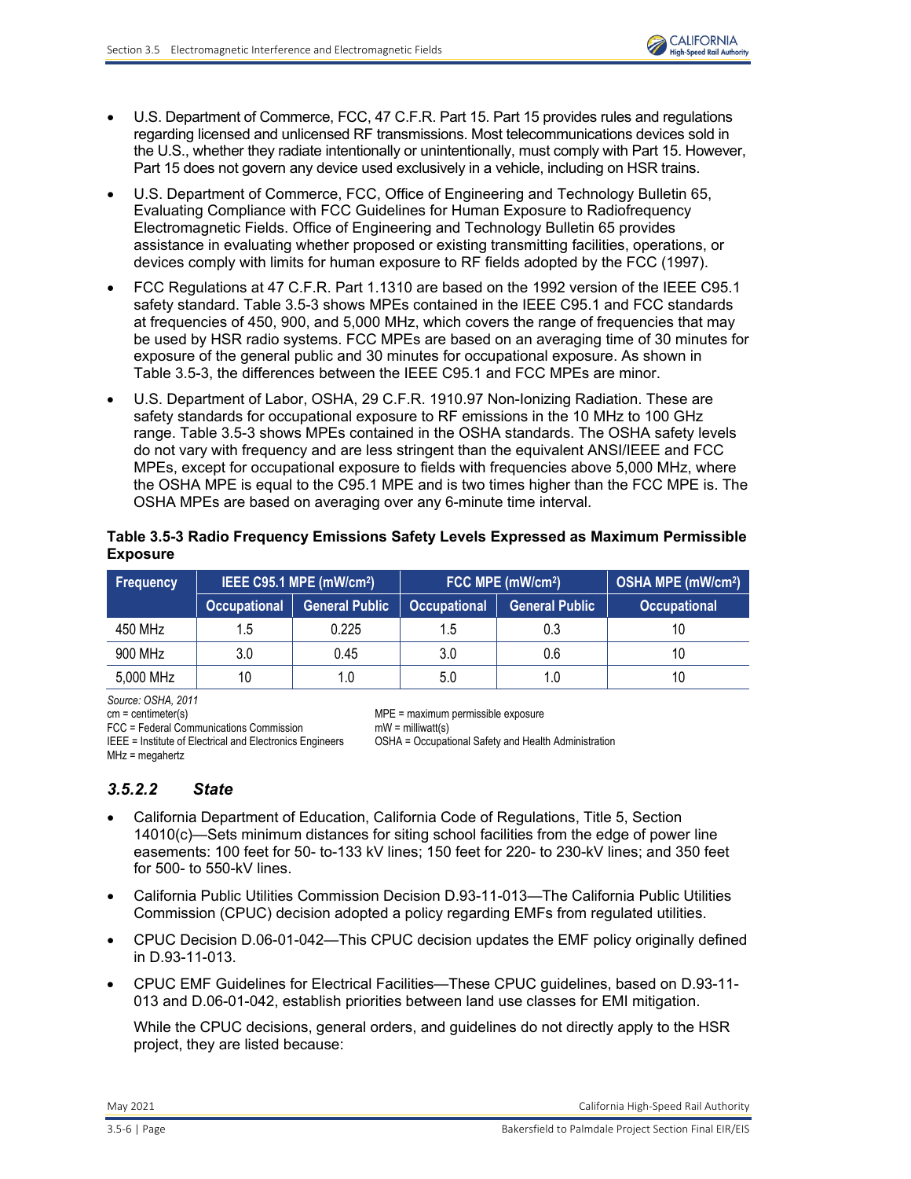- U.S. Department of Commerce, FCC, 47 C.F.R. Part 15. Part 15 provides rules and regulations regarding licensed and unlicensed RF transmissions. Most telecommunications devices sold in the U.S., whether they radiate intentionally or unintentionally, must comply with Part 15. However, Part 15 does not govern any device used exclusively in a vehicle, including on HSR trains.
- U.S. Department of Commerce, FCC, Office of Engineering and Technology Bulletin 65, Evaluating Compliance with FCC Guidelines for Human Exposure to Radiofrequency Electromagnetic Fields. Office of Engineering and Technology Bulletin 65 provides assistance in evaluating whether proposed or existing transmitting facilities, operations, or devices comply with limits for human exposure to RF fields adopted by the FCC (1997).
- FCC Regulations at 47 C.F.R. Part 1.1310 are based on the 1992 version of the IEEE C95.1 safety standard. Table 3.5-3 shows MPEs contained in the IEEE C95.1 and FCC standards at frequencies of 450, 900, and 5,000 MHz, which covers the range of frequencies that may be used by HSR radio systems. FCC MPEs are based on an averaging time of 30 minutes for exposure of the general public and 30 minutes for occupational exposure. As shown in Table 3.5-3, the differences between the IEEE C95.1 and FCC MPEs are minor.
- U.S. Department of Labor, OSHA, 29 C.F.R. 1910.97 Non-Ionizing Radiation. These are safety standards for occupational exposure to RF emissions in the 10 MHz to 100 GHz range. Table 3.5-3 shows MPEs contained in the OSHA standards. The OSHA safety levels do not vary with frequency and are less stringent than the equivalent ANSI/IEEE and FCC MPEs, except for occupational exposure to fields with frequencies above 5,000 MHz, where the OSHA MPE is equal to the C95.1 MPE and is two times higher than the FCC MPE is. The OSHA MPEs are based on averaging over any 6-minute time interval.

**Table 3.5-3 Radio Frequency Emissions Safety Levels Expressed as Maximum Permissible Exposure**

| Frequency | IEEE C95.1 MPE (mW/cm$^2$) | | FCC MPE (mW/cm$^2$) | | OSHA MPE (mW/cm$^2$) |
|---|---|---|---|---|---|
| | Occupational | General Public | Occupational | General Public | Occupational |
| 450 MHz | 1.5 | 0.225 | 1.5 | 0.3 | 10 |
| 900 MHz | 3.0 | 0.45 | 3.0 | 0.6 | 10 |
| 5,000 MHz | 10 | 1.0 | 5.0 | 1.0 | 10 |

*Source: OSHA, 2011*

cm = centimeter(s)
FCC = Federal Communications Commission
IEEE = Institute of Electrical and Electronics Engineers
MHz = megahertz
MPE = maximum permissible exposure
mW = milliwatt(s)
OSHA = Occupational Safety and Health Administration

### *3.5.2.2 State*

- California Department of Education, California Code of Regulations, Title 5, Section 14010(c)—Sets minimum distances for siting school facilities from the edge of power line easements: 100 feet for 50- to-133 kV lines; 150 feet for 220- to 230-kV lines; and 350 feet for 500- to 550-kV lines.
- California Public Utilities Commission Decision D.93-11-013—The California Public Utilities Commission (CPUC) decision adopted a policy regarding EMFs from regulated utilities.
- CPUC Decision D.06-01-042—This CPUC decision updates the EMF policy originally defined in D.93-11-013.
- CPUC EMF Guidelines for Electrical Facilities—These CPUC guidelines, based on D.93-11-013 and D.06-01-042, establish priorities between land use classes for EMI mitigation.

  While the CPUC decisions, general orders, and guidelines do not directly apply to the HSR project, they are listed because: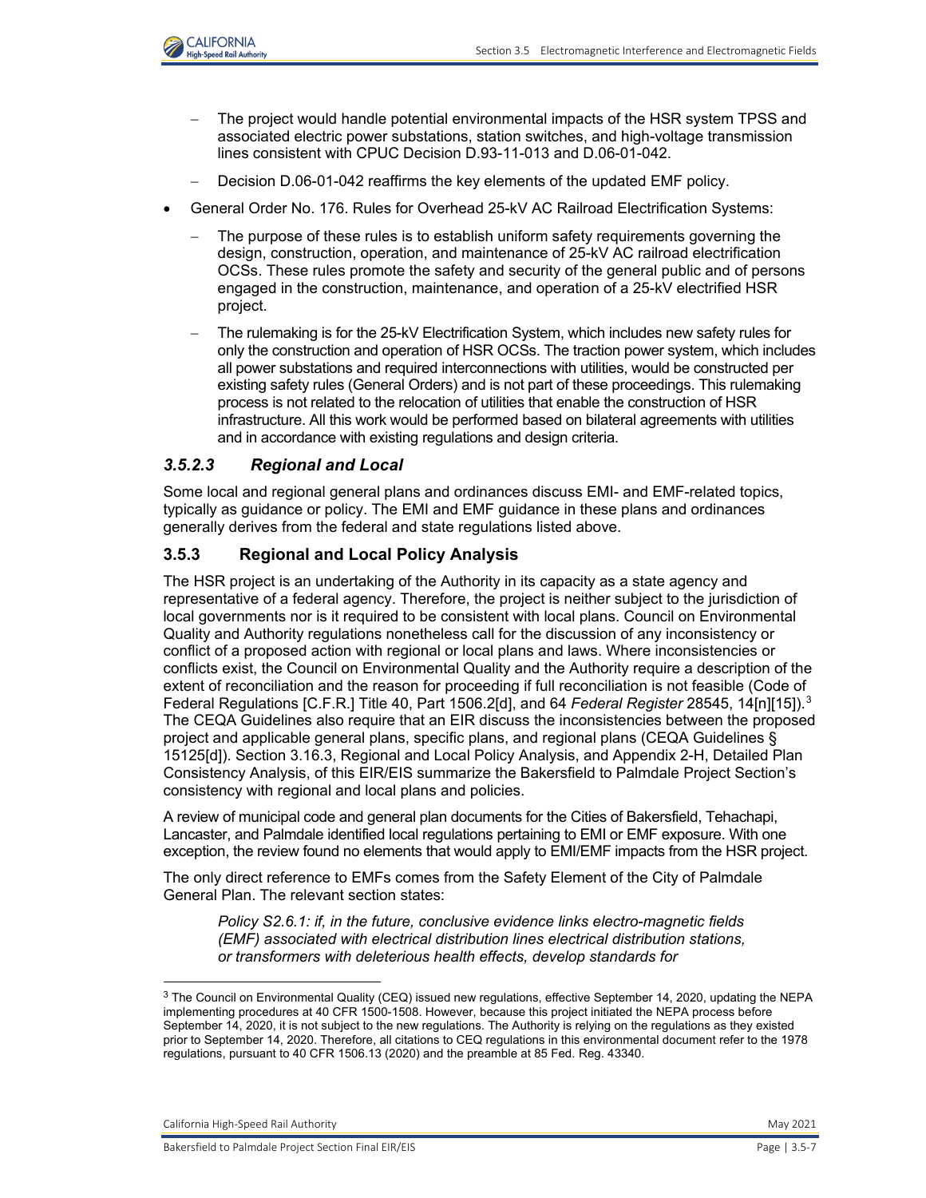- The project would handle potential environmental impacts of the HSR system TPSS and associated electric power substations, station switches, and high-voltage transmission lines consistent with CPUC Decision D.93-11-013 and D.06-01-042.
  - Decision D.06-01-042 reaffirms the key elements of the updated EMF policy.
- General Order No. 176. Rules for Overhead 25-kV AC Railroad Electrification Systems:
  - The purpose of these rules is to establish uniform safety requirements governing the design, construction, operation, and maintenance of 25-kV AC railroad electrification OCSs. These rules promote the safety and security of the general public and of persons engaged in the construction, maintenance, and operation of a 25-kV electrified HSR project.
  - The rulemaking is for the 25-kV Electrification System, which includes new safety rules for only the construction and operation of HSR OCSs. The traction power system, which includes all power substations and required interconnections with utilities, would be constructed per existing safety rules (General Orders) and is not part of these proceedings. This rulemaking process is not related to the relocation of utilities that enable the construction of HSR infrastructure. All this work would be performed based on bilateral agreements with utilities and in accordance with existing regulations and design criteria.

#### *3.5.2.3 Regional and Local*

Some local and regional general plans and ordinances discuss EMI- and EMF-related topics, typically as guidance or policy. The EMI and EMF guidance in these plans and ordinances generally derives from the federal and state regulations listed above.

### 3.5.3 Regional and Local Policy Analysis

The HSR project is an undertaking of the Authority in its capacity as a state agency and representative of a federal agency. Therefore, the project is neither subject to the jurisdiction of local governments nor is it required to be consistent with local plans. Council on Environmental Quality and Authority regulations nonetheless call for the discussion of any inconsistency or conflict of a proposed action with regional or local plans and laws. Where inconsistencies or conflicts exist, the Council on Environmental Quality and the Authority require a description of the extent of reconciliation and the reason for proceeding if full reconciliation is not feasible (Code of Federal Regulations [C.F.R.] Title 40, Part 1506.2[d], and 64 *Federal Register* 28545, 14[n][15]).[3] The CEQA Guidelines also require that an EIR discuss the inconsistencies between the proposed project and applicable general plans, specific plans, and regional plans (CEQA Guidelines § 15125[d]). Section 3.16.3, Regional and Local Policy Analysis, and Appendix 2-H, Detailed Plan Consistency Analysis, of this EIR/EIS summarize the Bakersfield to Palmdale Project Section's consistency with regional and local plans and policies.

A review of municipal code and general plan documents for the Cities of Bakersfield, Tehachapi, Lancaster, and Palmdale identified local regulations pertaining to EMI or EMF exposure. With one exception, the review found no elements that would apply to EMI/EMF impacts from the HSR project.

The only direct reference to EMFs comes from the Safety Element of the City of Palmdale General Plan. The relevant section states:

> *Policy S2.6.1: if, in the future, conclusive evidence links electro-magnetic fields (EMF) associated with electrical distribution lines electrical distribution stations, or transformers with deleterious health effects, develop standards for*

[3] The Council on Environmental Quality (CEQ) issued new regulations, effective September 14, 2020, updating the NEPA implementing procedures at 40 CFR 1500-1508. However, because this project initiated the NEPA process before September 14, 2020, it is not subject to the new regulations. The Authority is relying on the regulations as they existed prior to September 14, 2020. Therefore, all citations to CEQ regulations in this environmental document refer to the 1978 regulations, pursuant to 40 CFR 1506.13 (2020) and the preamble at 85 Fed. Reg. 43340.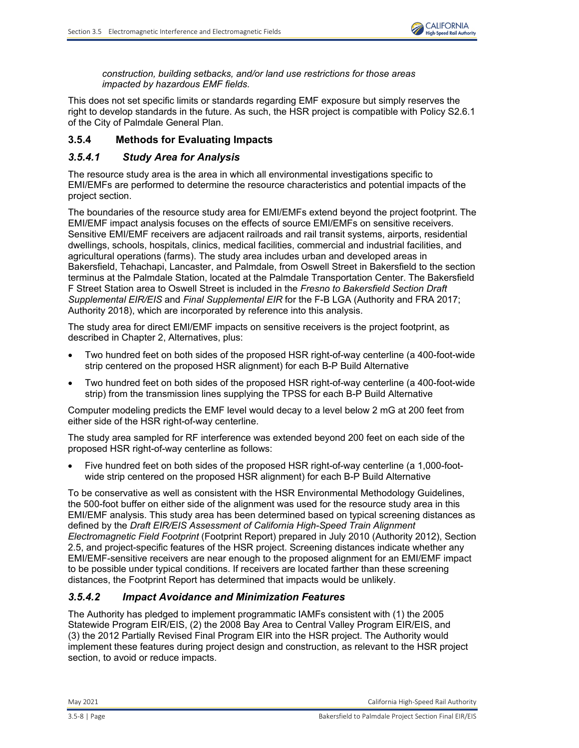*construction, building setbacks, and/or land use restrictions for those areas impacted by hazardous EMF fields.*

This does not set specific limits or standards regarding EMF exposure but simply reserves the right to develop standards in the future. As such, the HSR project is compatible with Policy S2.6.1 of the City of Palmdale General Plan.

### 3.5.4 Methods for Evaluating Impacts

#### *3.5.4.1 Study Area for Analysis*

The resource study area is the area in which all environmental investigations specific to EMI/EMFs are performed to determine the resource characteristics and potential impacts of the project section.

The boundaries of the resource study area for EMI/EMFs extend beyond the project footprint. The EMI/EMF impact analysis focuses on the effects of source EMI/EMFs on sensitive receivers. Sensitive EMI/EMF receivers are adjacent railroads and rail transit systems, airports, residential dwellings, schools, hospitals, clinics, medical facilities, commercial and industrial facilities, and agricultural operations (farms). The study area includes urban and developed areas in Bakersfield, Tehachapi, Lancaster, and Palmdale, from Oswell Street in Bakersfield to the section terminus at the Palmdale Station, located at the Palmdale Transportation Center. The Bakersfield F Street Station area to Oswell Street is included in the *Fresno to Bakersfield Section Draft Supplemental EIR/EIS* and *Final Supplemental EIR* for the F-B LGA (Authority and FRA 2017; Authority 2018), which are incorporated by reference into this analysis.

The study area for direct EMI/EMF impacts on sensitive receivers is the project footprint, as described in Chapter 2, Alternatives, plus:

- Two hundred feet on both sides of the proposed HSR right-of-way centerline (a 400-foot-wide strip centered on the proposed HSR alignment) for each B-P Build Alternative
- Two hundred feet on both sides of the proposed HSR right-of-way centerline (a 400-foot-wide strip) from the transmission lines supplying the TPSS for each B-P Build Alternative

Computer modeling predicts the EMF level would decay to a level below 2 mG at 200 feet from either side of the HSR right-of-way centerline.

The study area sampled for RF interference was extended beyond 200 feet on each side of the proposed HSR right-of-way centerline as follows:

- Five hundred feet on both sides of the proposed HSR right-of-way centerline (a 1,000-foot-wide strip centered on the proposed HSR alignment) for each B-P Build Alternative

To be conservative as well as consistent with the HSR Environmental Methodology Guidelines, the 500-foot buffer on either side of the alignment was used for the resource study area in this EMI/EMF analysis. This study area has been determined based on typical screening distances as defined by the *Draft EIR/EIS Assessment of California High-Speed Train Alignment Electromagnetic Field Footprint* (Footprint Report) prepared in July 2010 (Authority 2012), Section 2.5, and project-specific features of the HSR project. Screening distances indicate whether any EMI/EMF-sensitive receivers are near enough to the proposed alignment for an EMI/EMF impact to be possible under typical conditions. If receivers are located farther than these screening distances, the Footprint Report has determined that impacts would be unlikely.

#### *3.5.4.2 Impact Avoidance and Minimization Features*

The Authority has pledged to implement programmatic IAMFs consistent with (1) the 2005 Statewide Program EIR/EIS, (2) the 2008 Bay Area to Central Valley Program EIR/EIS, and (3) the 2012 Partially Revised Final Program EIR into the HSR project. The Authority would implement these features during project design and construction, as relevant to the HSR project section, to avoid or reduce impacts.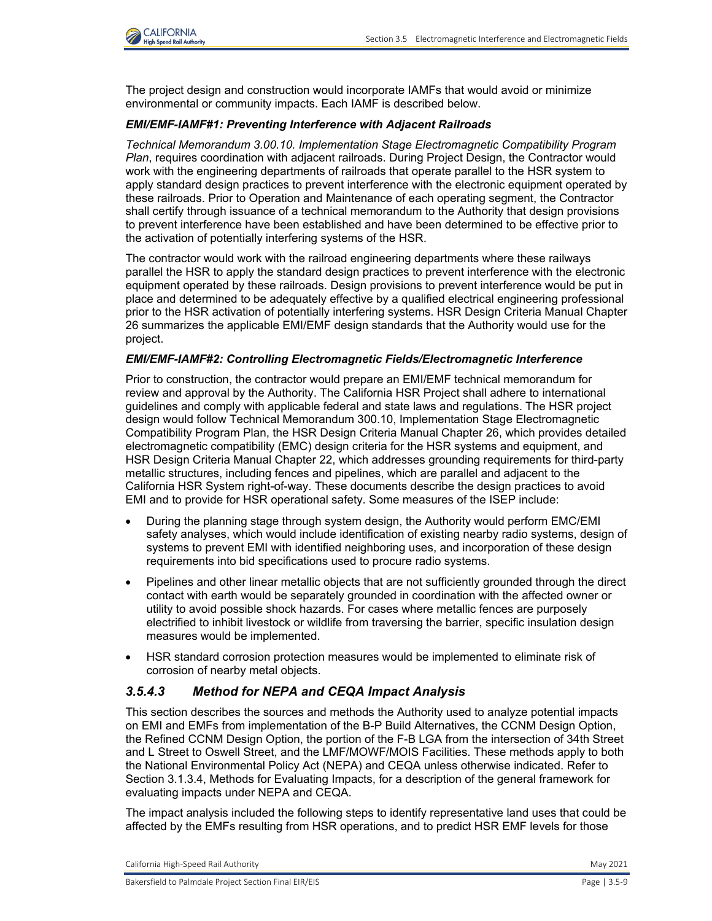The project design and construction would incorporate IAMFs that would avoid or minimize environmental or community impacts. Each IAMF is described below.

***EMI/EMF-IAMF#1: Preventing Interference with Adjacent Railroads***

*Technical Memorandum 3.00.10. Implementation Stage Electromagnetic Compatibility Program Plan*, requires coordination with adjacent railroads. During Project Design, the Contractor would work with the engineering departments of railroads that operate parallel to the HSR system to apply standard design practices to prevent interference with the electronic equipment operated by these railroads. Prior to Operation and Maintenance of each operating segment, the Contractor shall certify through issuance of a technical memorandum to the Authority that design provisions to prevent interference have been established and have been determined to be effective prior to the activation of potentially interfering systems of the HSR.

The contractor would work with the railroad engineering departments where these railways parallel the HSR to apply the standard design practices to prevent interference with the electronic equipment operated by these railroads. Design provisions to prevent interference would be put in place and determined to be adequately effective by a qualified electrical engineering professional prior to the HSR activation of potentially interfering systems. HSR Design Criteria Manual Chapter 26 summarizes the applicable EMI/EMF design standards that the Authority would use for the project.

***EMI/EMF-IAMF#2: Controlling Electromagnetic Fields/Electromagnetic Interference***

Prior to construction, the contractor would prepare an EMI/EMF technical memorandum for review and approval by the Authority. The California HSR Project shall adhere to international guidelines and comply with applicable federal and state laws and regulations. The HSR project design would follow Technical Memorandum 300.10, Implementation Stage Electromagnetic Compatibility Program Plan, the HSR Design Criteria Manual Chapter 26, which provides detailed electromagnetic compatibility (EMC) design criteria for the HSR systems and equipment, and HSR Design Criteria Manual Chapter 22, which addresses grounding requirements for third-party metallic structures, including fences and pipelines, which are parallel and adjacent to the California HSR System right-of-way. These documents describe the design practices to avoid EMI and to provide for HSR operational safety. Some measures of the ISEP include:

- During the planning stage through system design, the Authority would perform EMC/EMI safety analyses, which would include identification of existing nearby radio systems, design of systems to prevent EMI with identified neighboring uses, and incorporation of these design requirements into bid specifications used to procure radio systems.
- Pipelines and other linear metallic objects that are not sufficiently grounded through the direct contact with earth would be separately grounded in coordination with the affected owner or utility to avoid possible shock hazards. For cases where metallic fences are purposely electrified to inhibit livestock or wildlife from traversing the barrier, specific insulation design measures would be implemented.
- HSR standard corrosion protection measures would be implemented to eliminate risk of corrosion of nearby metal objects.

### *3.5.4.3 Method for NEPA and CEQA Impact Analysis*

This section describes the sources and methods the Authority used to analyze potential impacts on EMI and EMFs from implementation of the B-P Build Alternatives, the CCNM Design Option, the Refined CCNM Design Option, the portion of the F-B LGA from the intersection of 34th Street and L Street to Oswell Street, and the LMF/MOWF/MOIS Facilities. These methods apply to both the National Environmental Policy Act (NEPA) and CEQA unless otherwise indicated. Refer to Section 3.1.3.4, Methods for Evaluating Impacts, for a description of the general framework for evaluating impacts under NEPA and CEQA.

The impact analysis included the following steps to identify representative land uses that could be affected by the EMFs resulting from HSR operations, and to predict HSR EMF levels for those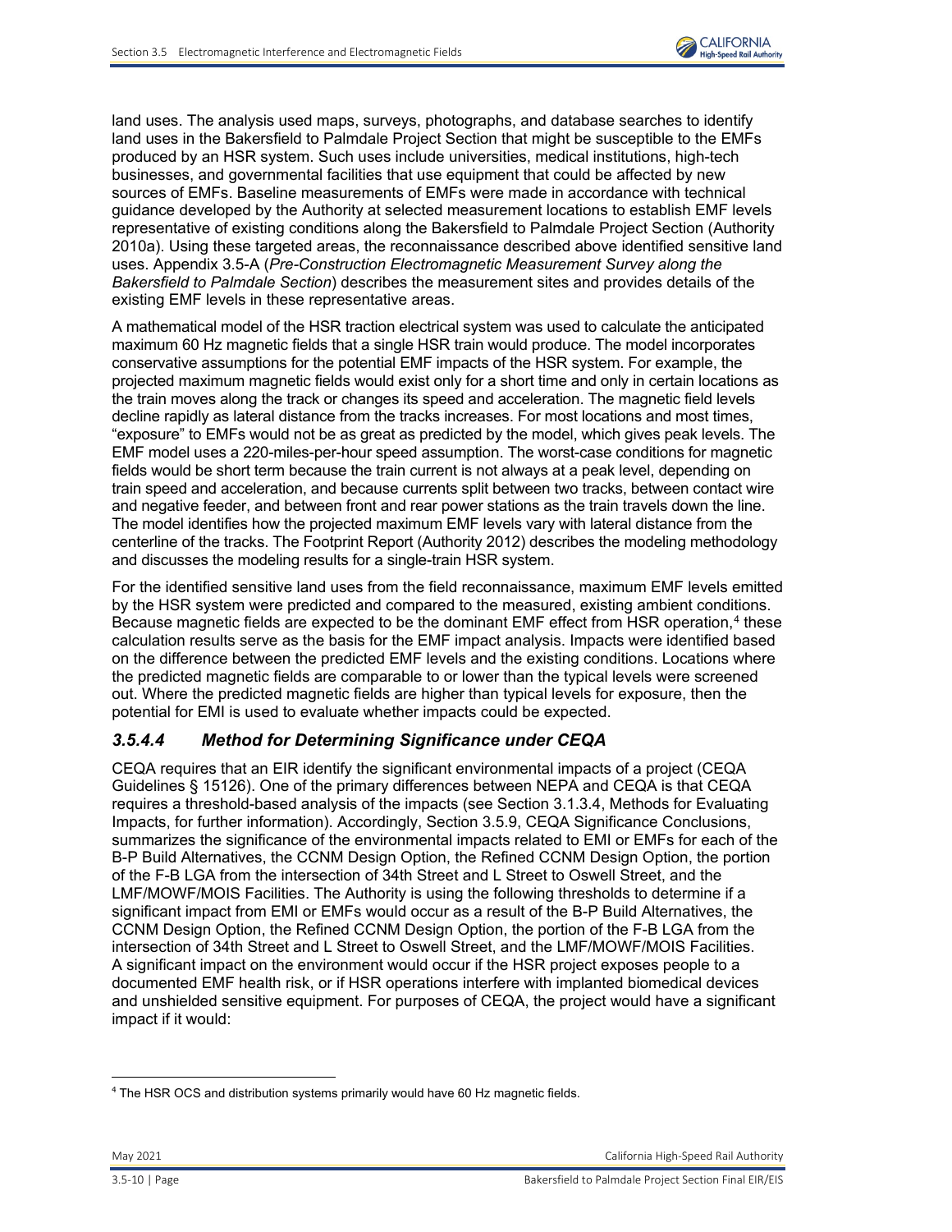land uses. The analysis used maps, surveys, photographs, and database searches to identify land uses in the Bakersfield to Palmdale Project Section that might be susceptible to the EMFs produced by an HSR system. Such uses include universities, medical institutions, high-tech businesses, and governmental facilities that use equipment that could be affected by new sources of EMFs. Baseline measurements of EMFs were made in accordance with technical guidance developed by the Authority at selected measurement locations to establish EMF levels representative of existing conditions along the Bakersfield to Palmdale Project Section (Authority 2010a). Using these targeted areas, the reconnaissance described above identified sensitive land uses. Appendix 3.5-A (*Pre-Construction Electromagnetic Measurement Survey along the Bakersfield to Palmdale Section*) describes the measurement sites and provides details of the existing EMF levels in these representative areas.

A mathematical model of the HSR traction electrical system was used to calculate the anticipated maximum 60 Hz magnetic fields that a single HSR train would produce. The model incorporates conservative assumptions for the potential EMF impacts of the HSR system. For example, the projected maximum magnetic fields would exist only for a short time and only in certain locations as the train moves along the track or changes its speed and acceleration. The magnetic field levels decline rapidly as lateral distance from the tracks increases. For most locations and most times, "exposure" to EMFs would not be as great as predicted by the model, which gives peak levels. The EMF model uses a 220-miles-per-hour speed assumption. The worst-case conditions for magnetic fields would be short term because the train current is not always at a peak level, depending on train speed and acceleration, and because currents split between two tracks, between contact wire and negative feeder, and between front and rear power stations as the train travels down the line. The model identifies how the projected maximum EMF levels vary with lateral distance from the centerline of the tracks. The Footprint Report (Authority 2012) describes the modeling methodology and discusses the modeling results for a single-train HSR system.

For the identified sensitive land uses from the field reconnaissance, maximum EMF levels emitted by the HSR system were predicted and compared to the measured, existing ambient conditions. Because magnetic fields are expected to be the dominant EMF effect from HSR operation,[4] these calculation results serve as the basis for the EMF impact analysis. Impacts were identified based on the difference between the predicted EMF levels and the existing conditions. Locations where the predicted magnetic fields are comparable to or lower than the typical levels were screened out. Where the predicted magnetic fields are higher than typical levels for exposure, then the potential for EMI is used to evaluate whether impacts could be expected.

### *3.5.4.4 Method for Determining Significance under CEQA*

CEQA requires that an EIR identify the significant environmental impacts of a project (CEQA Guidelines § 15126). One of the primary differences between NEPA and CEQA is that CEQA requires a threshold-based analysis of the impacts (see Section 3.1.3.4, Methods for Evaluating Impacts, for further information). Accordingly, Section 3.5.9, CEQA Significance Conclusions, summarizes the significance of the environmental impacts related to EMI or EMFs for each of the B-P Build Alternatives, the CCNM Design Option, the Refined CCNM Design Option, the portion of the F-B LGA from the intersection of 34th Street and L Street to Oswell Street, and the LMF/MOWF/MOIS Facilities. The Authority is using the following thresholds to determine if a significant impact from EMI or EMFs would occur as a result of the B-P Build Alternatives, the CCNM Design Option, the Refined CCNM Design Option, the portion of the F-B LGA from the intersection of 34th Street and L Street to Oswell Street, and the LMF/MOWF/MOIS Facilities. A significant impact on the environment would occur if the HSR project exposes people to a documented EMF health risk, or if HSR operations interfere with implanted biomedical devices and unshielded sensitive equipment. For purposes of CEQA, the project would have a significant impact if it would:

---

[4] The HSR OCS and distribution systems primarily would have 60 Hz magnetic fields.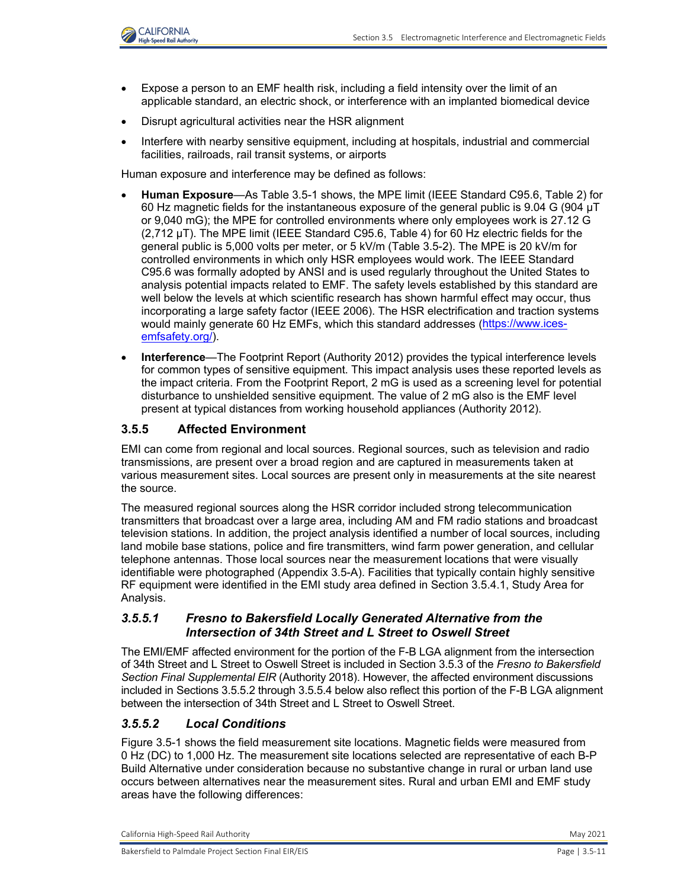- Expose a person to an EMF health risk, including a field intensity over the limit of an applicable standard, an electric shock, or interference with an implanted biomedical device
- Disrupt agricultural activities near the HSR alignment
- Interfere with nearby sensitive equipment, including at hospitals, industrial and commercial facilities, railroads, rail transit systems, or airports

Human exposure and interference may be defined as follows:

- **Human Exposure**—As Table 3.5-1 shows, the MPE limit (IEEE Standard C95.6, Table 2) for 60 Hz magnetic fields for the instantaneous exposure of the general public is 9.04 G (904 μT or 9,040 mG); the MPE for controlled environments where only employees work is 27.12 G (2,712 μT). The MPE limit (IEEE Standard C95.6, Table 4) for 60 Hz electric fields for the general public is 5,000 volts per meter, or 5 kV/m (Table 3.5-2). The MPE is 20 kV/m for controlled environments in which only HSR employees would work. The IEEE Standard C95.6 was formally adopted by ANSI and is used regularly throughout the United States to analysis potential impacts related to EMF. The safety levels established by this standard are well below the levels at which scientific research has shown harmful effect may occur, thus incorporating a large safety factor (IEEE 2006). The HSR electrification and traction systems would mainly generate 60 Hz EMFs, which this standard addresses (https://www.ices-emfsafety.org/).
- **Interference**—The Footprint Report (Authority 2012) provides the typical interference levels for common types of sensitive equipment. This impact analysis uses these reported levels as the impact criteria. From the Footprint Report, 2 mG is used as a screening level for potential disturbance to unshielded sensitive equipment. The value of 2 mG also is the EMF level present at typical distances from working household appliances (Authority 2012).

### 3.5.5 Affected Environment

EMI can come from regional and local sources. Regional sources, such as television and radio transmissions, are present over a broad region and are captured in measurements taken at various measurement sites. Local sources are present only in measurements at the site nearest the source.

The measured regional sources along the HSR corridor included strong telecommunication transmitters that broadcast over a large area, including AM and FM radio stations and broadcast television stations. In addition, the project analysis identified a number of local sources, including land mobile base stations, police and fire transmitters, wind farm power generation, and cellular telephone antennas. Those local sources near the measurement locations that were visually identifiable were photographed (Appendix 3.5-A). Facilities that typically contain highly sensitive RF equipment were identified in the EMI study area defined in Section 3.5.4.1, Study Area for Analysis.

#### *3.5.5.1 Fresno to Bakersfield Locally Generated Alternative from the Intersection of 34th Street and L Street to Oswell Street*

The EMI/EMF affected environment for the portion of the F-B LGA alignment from the intersection of 34th Street and L Street to Oswell Street is included in Section 3.5.3 of the *Fresno to Bakersfield Section Final Supplemental EIR* (Authority 2018). However, the affected environment discussions included in Sections 3.5.5.2 through 3.5.5.4 below also reflect this portion of the F-B LGA alignment between the intersection of 34th Street and L Street to Oswell Street.

#### *3.5.5.2 Local Conditions*

Figure 3.5-1 shows the field measurement site locations. Magnetic fields were measured from 0 Hz (DC) to 1,000 Hz. The measurement site locations selected are representative of each B-P Build Alternative under consideration because no substantive change in rural or urban land use occurs between alternatives near the measurement sites. Rural and urban EMI and EMF study areas have the following differences: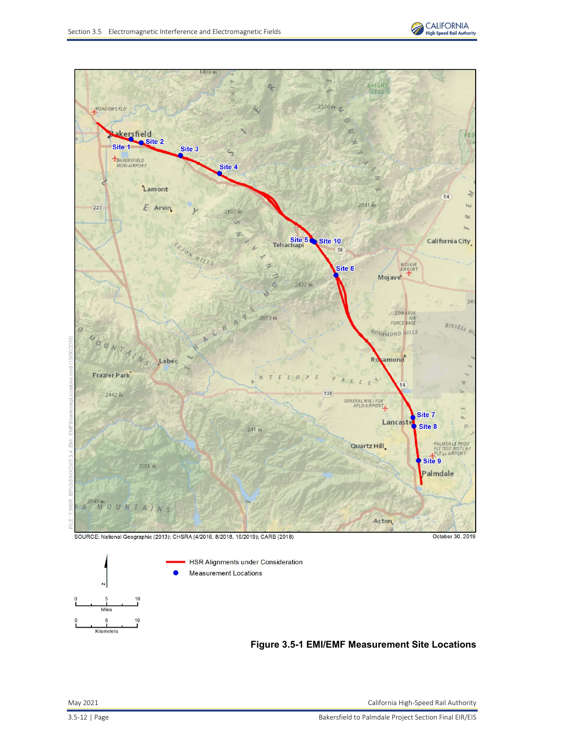SOURCE: National Geographic (2013); CHSRA (4/2016, 8/2018, 10/2019); CARB (2018)

October 30, 2019

HSR Alignments under Consideration

Measurement Locations

**Figure 3.5-1 EMI/EMF Measurement Site Locations**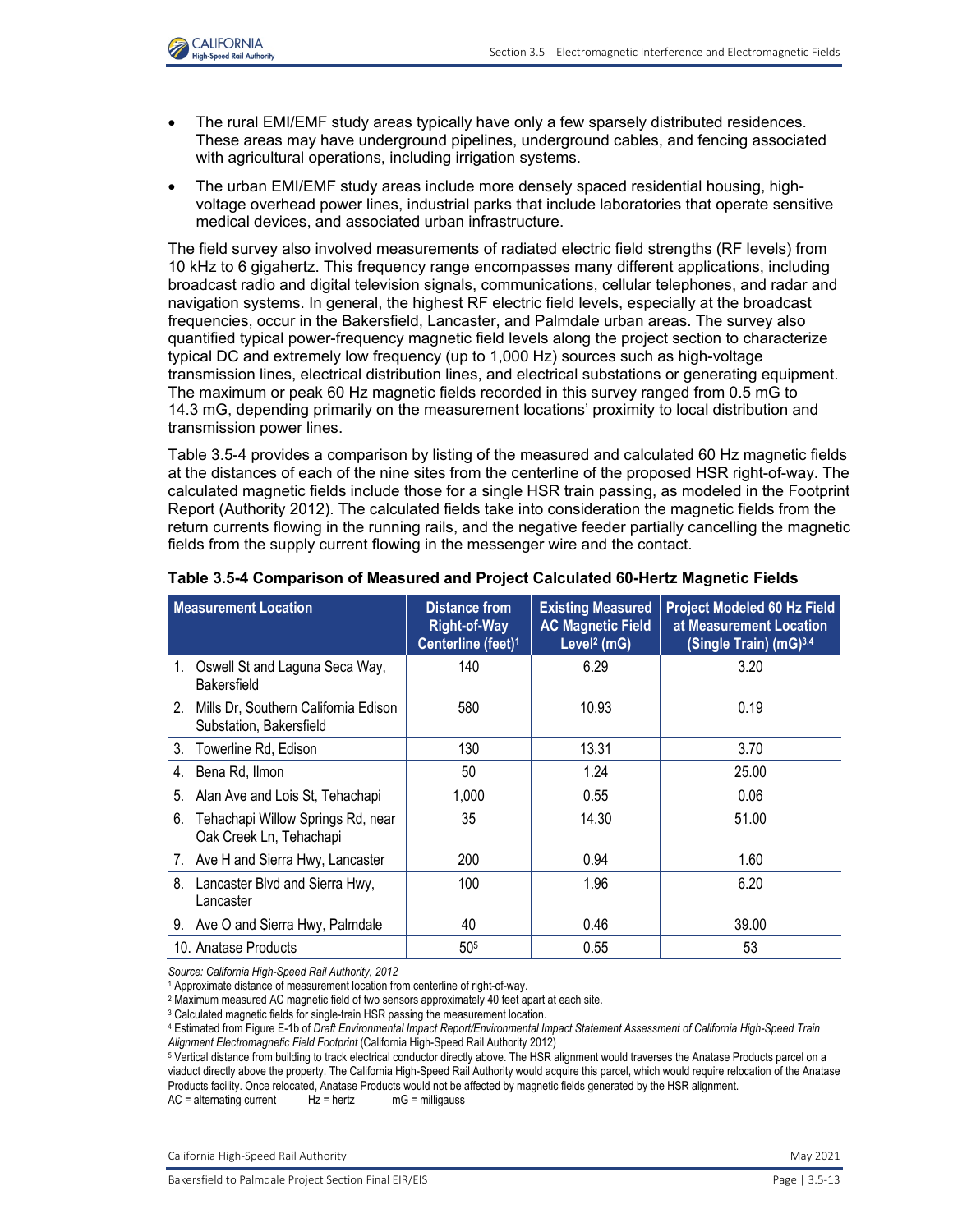- The rural EMI/EMF study areas typically have only a few sparsely distributed residences. These areas may have underground pipelines, underground cables, and fencing associated with agricultural operations, including irrigation systems.
- The urban EMI/EMF study areas include more densely spaced residential housing, high-voltage overhead power lines, industrial parks that include laboratories that operate sensitive medical devices, and associated urban infrastructure.

The field survey also involved measurements of radiated electric field strengths (RF levels) from 10 kHz to 6 gigahertz. This frequency range encompasses many different applications, including broadcast radio and digital television signals, communications, cellular telephones, and radar and navigation systems. In general, the highest RF electric field levels, especially at the broadcast frequencies, occur in the Bakersfield, Lancaster, and Palmdale urban areas. The survey also quantified typical power-frequency magnetic field levels along the project section to characterize typical DC and extremely low frequency (up to 1,000 Hz) sources such as high-voltage transmission lines, electrical distribution lines, and electrical substations or generating equipment. The maximum or peak 60 Hz magnetic fields recorded in this survey ranged from 0.5 mG to 14.3 mG, depending primarily on the measurement locations' proximity to local distribution and transmission power lines.

Table 3.5-4 provides a comparison by listing of the measured and calculated 60 Hz magnetic fields at the distances of each of the nine sites from the centerline of the proposed HSR right-of-way. The calculated magnetic fields include those for a single HSR train passing, as modeled in the Footprint Report (Authority 2012). The calculated fields take into consideration the magnetic fields from the return currents flowing in the running rails, and the negative feeder partially cancelling the magnetic fields from the supply current flowing in the messenger wire and the contact.

**Table 3.5-4 Comparison of Measured and Project Calculated 60-Hertz Magnetic Fields**

| Measurement Location | Distance from Right-of-Way Centerline (feet)[1] | Existing Measured AC Magnetic Field Level[2] (mG) | Project Modeled 60 Hz Field at Measurement Location (Single Train) (mG)[3,4] |
|---|---|---|---|
| 1. Oswell St and Laguna Seca Way, Bakersfield | 140 | 6.29 | 3.20 |
| 2. Mills Dr, Southern California Edison Substation, Bakersfield | 580 | 10.93 | 0.19 |
| 3. Towerline Rd, Edison | 130 | 13.31 | 3.70 |
| 4. Bena Rd, Ilmon | 50 | 1.24 | 25.00 |
| 5. Alan Ave and Lois St, Tehachapi | 1,000 | 0.55 | 0.06 |
| 6. Tehachapi Willow Springs Rd, near Oak Creek Ln, Tehachapi | 35 | 14.30 | 51.00 |
| 7. Ave H and Sierra Hwy, Lancaster | 200 | 0.94 | 1.60 |
| 8. Lancaster Blvd and Sierra Hwy, Lancaster | 100 | 1.96 | 6.20 |
| 9. Ave O and Sierra Hwy, Palmdale | 40 | 0.46 | 39.00 |
| 10. Anatase Products | 50[5] | 0.55 | 53 |

*Source: California High-Speed Rail Authority, 2012*

[1] Approximate distance of measurement location from centerline of right-of-way.

[2] Maximum measured AC magnetic field of two sensors approximately 40 feet apart at each site.

[3] Calculated magnetic fields for single-train HSR passing the measurement location.

[4] Estimated from Figure E-1b of *Draft Environmental Impact Report/Environmental Impact Statement Assessment of California High-Speed Train Alignment Electromagnetic Field Footprint* (California High-Speed Rail Authority 2012)

[5] Vertical distance from building to track electrical conductor directly above. The HSR alignment would traverses the Anatase Products parcel on a viaduct directly above the property. The California High-Speed Rail Authority would acquire this parcel, which would require relocation of the Anatase Products facility. Once relocated, Anatase Products would not be affected by magnetic fields generated by the HSR alignment.

AC = alternating current    Hz = hertz    mG = milligauss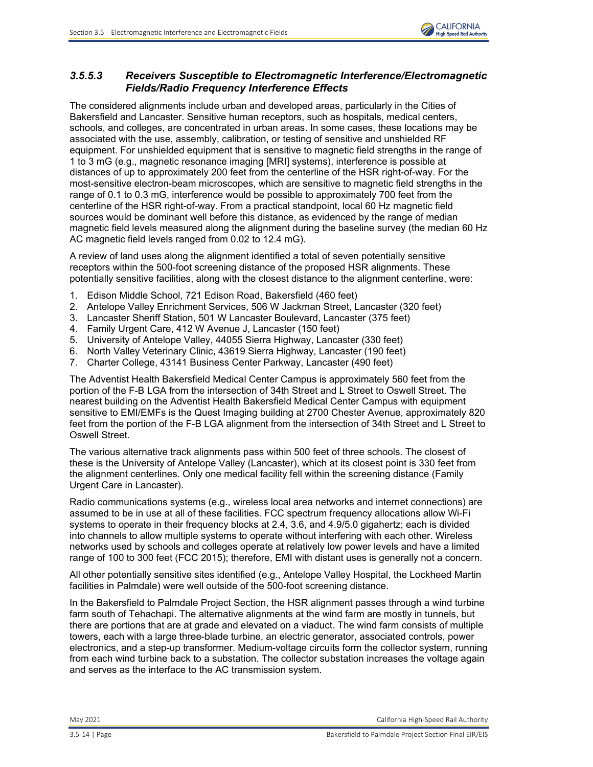### *3.5.5.3 Receivers Susceptible to Electromagnetic Interference/Electromagnetic Fields/Radio Frequency Interference Effects*

The considered alignments include urban and developed areas, particularly in the Cities of Bakersfield and Lancaster. Sensitive human receptors, such as hospitals, medical centers, schools, and colleges, are concentrated in urban areas. In some cases, these locations may be associated with the use, assembly, calibration, or testing of sensitive and unshielded RF equipment. For unshielded equipment that is sensitive to magnetic field strengths in the range of 1 to 3 mG (e.g., magnetic resonance imaging [MRI] systems), interference is possible at distances of up to approximately 200 feet from the centerline of the HSR right-of-way. For the most-sensitive electron-beam microscopes, which are sensitive to magnetic field strengths in the range of 0.1 to 0.3 mG, interference would be possible to approximately 700 feet from the centerline of the HSR right-of-way. From a practical standpoint, local 60 Hz magnetic field sources would be dominant well before this distance, as evidenced by the range of median magnetic field levels measured along the alignment during the baseline survey (the median 60 Hz AC magnetic field levels ranged from 0.02 to 12.4 mG).

A review of land uses along the alignment identified a total of seven potentially sensitive receptors within the 500-foot screening distance of the proposed HSR alignments. These potentially sensitive facilities, along with the closest distance to the alignment centerline, were:

1. Edison Middle School, 721 Edison Road, Bakersfield (460 feet)
2. Antelope Valley Enrichment Services, 506 W Jackman Street, Lancaster (320 feet)
3. Lancaster Sheriff Station, 501 W Lancaster Boulevard, Lancaster (375 feet)
4. Family Urgent Care, 412 W Avenue J, Lancaster (150 feet)
5. University of Antelope Valley, 44055 Sierra Highway, Lancaster (330 feet)
6. North Valley Veterinary Clinic, 43619 Sierra Highway, Lancaster (190 feet)
7. Charter College, 43141 Business Center Parkway, Lancaster (490 feet)

The Adventist Health Bakersfield Medical Center Campus is approximately 560 feet from the portion of the F-B LGA from the intersection of 34th Street and L Street to Oswell Street. The nearest building on the Adventist Health Bakersfield Medical Center Campus with equipment sensitive to EMI/EMFs is the Quest Imaging building at 2700 Chester Avenue, approximately 820 feet from the portion of the F-B LGA alignment from the intersection of 34th Street and L Street to Oswell Street.

The various alternative track alignments pass within 500 feet of three schools. The closest of these is the University of Antelope Valley (Lancaster), which at its closest point is 330 feet from the alignment centerlines. Only one medical facility fell within the screening distance (Family Urgent Care in Lancaster).

Radio communications systems (e.g., wireless local area networks and internet connections) are assumed to be in use at all of these facilities. FCC spectrum frequency allocations allow Wi-Fi systems to operate in their frequency blocks at 2.4, 3.6, and 4.9/5.0 gigahertz; each is divided into channels to allow multiple systems to operate without interfering with each other. Wireless networks used by schools and colleges operate at relatively low power levels and have a limited range of 100 to 300 feet (FCC 2015); therefore, EMI with distant uses is generally not a concern.

All other potentially sensitive sites identified (e.g., Antelope Valley Hospital, the Lockheed Martin facilities in Palmdale) were well outside of the 500-foot screening distance.

In the Bakersfield to Palmdale Project Section, the HSR alignment passes through a wind turbine farm south of Tehachapi. The alternative alignments at the wind farm are mostly in tunnels, but there are portions that are at grade and elevated on a viaduct. The wind farm consists of multiple towers, each with a large three-blade turbine, an electric generator, associated controls, power electronics, and a step-up transformer. Medium-voltage circuits form the collector system, running from each wind turbine back to a substation. The collector substation increases the voltage again and serves as the interface to the AC transmission system.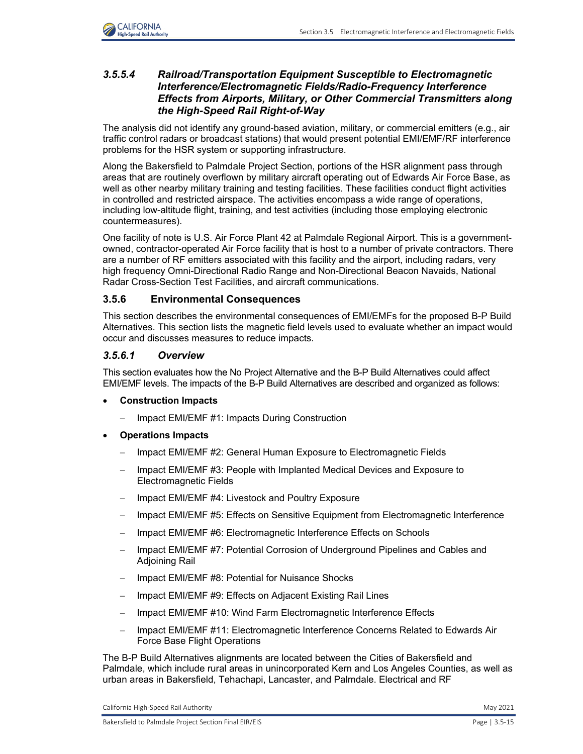### *3.5.5.4 Railroad/Transportation Equipment Susceptible to Electromagnetic Interference/Electromagnetic Fields/Radio-Frequency Interference Effects from Airports, Military, or Other Commercial Transmitters along the High-Speed Rail Right-of-Way*

The analysis did not identify any ground-based aviation, military, or commercial emitters (e.g., air traffic control radars or broadcast stations) that would present potential EMI/EMF/RF interference problems for the HSR system or supporting infrastructure.

Along the Bakersfield to Palmdale Project Section, portions of the HSR alignment pass through areas that are routinely overflown by military aircraft operating out of Edwards Air Force Base, as well as other nearby military training and testing facilities. These facilities conduct flight activities in controlled and restricted airspace. The activities encompass a wide range of operations, including low-altitude flight, training, and test activities (including those employing electronic countermeasures).

One facility of note is U.S. Air Force Plant 42 at Palmdale Regional Airport. This is a government-owned, contractor-operated Air Force facility that is host to a number of private contractors. There are a number of RF emitters associated with this facility and the airport, including radars, very high frequency Omni-Directional Radio Range and Non-Directional Beacon Navaids, National Radar Cross-Section Test Facilities, and aircraft communications.

## 3.5.6 Environmental Consequences

This section describes the environmental consequences of EMI/EMFs for the proposed B-P Build Alternatives. This section lists the magnetic field levels used to evaluate whether an impact would occur and discusses measures to reduce impacts.

### *3.5.6.1 Overview*

This section evaluates how the No Project Alternative and the B-P Build Alternatives could affect EMI/EMF levels. The impacts of the B-P Build Alternatives are described and organized as follows:

- **Construction Impacts**
  - Impact EMI/EMF #1: Impacts During Construction
- **Operations Impacts**
  - Impact EMI/EMF #2: General Human Exposure to Electromagnetic Fields
  - Impact EMI/EMF #3: People with Implanted Medical Devices and Exposure to Electromagnetic Fields
  - Impact EMI/EMF #4: Livestock and Poultry Exposure
  - Impact EMI/EMF #5: Effects on Sensitive Equipment from Electromagnetic Interference
  - Impact EMI/EMF #6: Electromagnetic Interference Effects on Schools
  - Impact EMI/EMF #7: Potential Corrosion of Underground Pipelines and Cables and Adjoining Rail
  - Impact EMI/EMF #8: Potential for Nuisance Shocks
  - Impact EMI/EMF #9: Effects on Adjacent Existing Rail Lines
  - Impact EMI/EMF #10: Wind Farm Electromagnetic Interference Effects
  - Impact EMI/EMF #11: Electromagnetic Interference Concerns Related to Edwards Air Force Base Flight Operations

The B-P Build Alternatives alignments are located between the Cities of Bakersfield and Palmdale, which include rural areas in unincorporated Kern and Los Angeles Counties, as well as urban areas in Bakersfield, Tehachapi, Lancaster, and Palmdale. Electrical and RF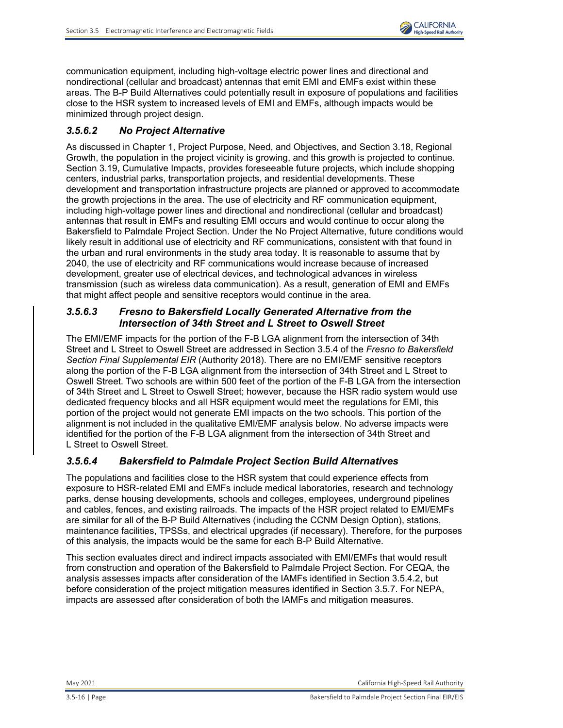communication equipment, including high-voltage electric power lines and directional and nondirectional (cellular and broadcast) antennas that emit EMI and EMFs exist within these areas. The B-P Build Alternatives could potentially result in exposure of populations and facilities close to the HSR system to increased levels of EMI and EMFs, although impacts would be minimized through project design.

### *3.5.6.2 No Project Alternative*

As discussed in Chapter 1, Project Purpose, Need, and Objectives, and Section 3.18, Regional Growth, the population in the project vicinity is growing, and this growth is projected to continue. Section 3.19, Cumulative Impacts, provides foreseeable future projects, which include shopping centers, industrial parks, transportation projects, and residential developments. These development and transportation infrastructure projects are planned or approved to accommodate the growth projections in the area. The use of electricity and RF communication equipment, including high-voltage power lines and directional and nondirectional (cellular and broadcast) antennas that result in EMFs and resulting EMI occurs and would continue to occur along the Bakersfield to Palmdale Project Section. Under the No Project Alternative, future conditions would likely result in additional use of electricity and RF communications, consistent with that found in the urban and rural environments in the study area today. It is reasonable to assume that by 2040, the use of electricity and RF communications would increase because of increased development, greater use of electrical devices, and technological advances in wireless transmission (such as wireless data communication). As a result, generation of EMI and EMFs that might affect people and sensitive receptors would continue in the area.

### *3.5.6.3 Fresno to Bakersfield Locally Generated Alternative from the Intersection of 34th Street and L Street to Oswell Street*

The EMI/EMF impacts for the portion of the F-B LGA alignment from the intersection of 34th Street and L Street to Oswell Street are addressed in Section 3.5.4 of the *Fresno to Bakersfield Section Final Supplemental EIR* (Authority 2018). There are no EMI/EMF sensitive receptors along the portion of the F-B LGA alignment from the intersection of 34th Street and L Street to Oswell Street. Two schools are within 500 feet of the portion of the F-B LGA from the intersection of 34th Street and L Street to Oswell Street; however, because the HSR radio system would use dedicated frequency blocks and all HSR equipment would meet the regulations for EMI, this portion of the project would not generate EMI impacts on the two schools. This portion of the alignment is not included in the qualitative EMI/EMF analysis below. No adverse impacts were identified for the portion of the F-B LGA alignment from the intersection of 34th Street and L Street to Oswell Street.

### *3.5.6.4 Bakersfield to Palmdale Project Section Build Alternatives*

The populations and facilities close to the HSR system that could experience effects from exposure to HSR-related EMI and EMFs include medical laboratories, research and technology parks, dense housing developments, schools and colleges, employees, underground pipelines and cables, fences, and existing railroads. The impacts of the HSR project related to EMI/EMFs are similar for all of the B-P Build Alternatives (including the CCNM Design Option), stations, maintenance facilities, TPSSs, and electrical upgrades (if necessary). Therefore, for the purposes of this analysis, the impacts would be the same for each B-P Build Alternative.

This section evaluates direct and indirect impacts associated with EMI/EMFs that would result from construction and operation of the Bakersfield to Palmdale Project Section. For CEQA, the analysis assesses impacts after consideration of the IAMFs identified in Section 3.5.4.2, but before consideration of the project mitigation measures identified in Section 3.5.7. For NEPA, impacts are assessed after consideration of both the IAMFs and mitigation measures.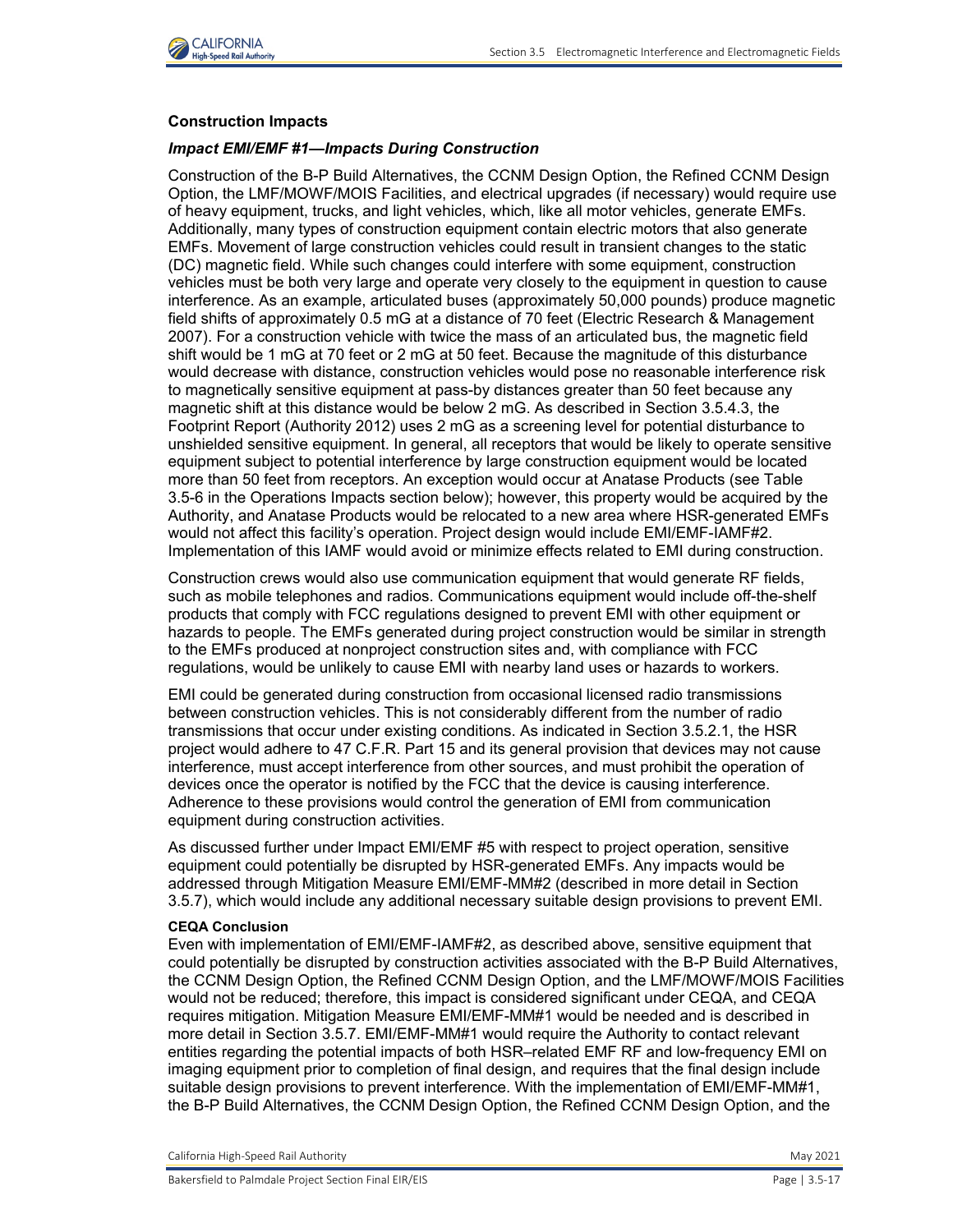### Construction Impacts

#### *Impact EMI/EMF #1—Impacts During Construction*

Construction of the B-P Build Alternatives, the CCNM Design Option, the Refined CCNM Design Option, the LMF/MOWF/MOIS Facilities, and electrical upgrades (if necessary) would require use of heavy equipment, trucks, and light vehicles, which, like all motor vehicles, generate EMFs. Additionally, many types of construction equipment contain electric motors that also generate EMFs. Movement of large construction vehicles could result in transient changes to the static (DC) magnetic field. While such changes could interfere with some equipment, construction vehicles must be both very large and operate very closely to the equipment in question to cause interference. As an example, articulated buses (approximately 50,000 pounds) produce magnetic field shifts of approximately 0.5 mG at a distance of 70 feet (Electric Research & Management 2007). For a construction vehicle with twice the mass of an articulated bus, the magnetic field shift would be 1 mG at 70 feet or 2 mG at 50 feet. Because the magnitude of this disturbance would decrease with distance, construction vehicles would pose no reasonable interference risk to magnetically sensitive equipment at pass-by distances greater than 50 feet because any magnetic shift at this distance would be below 2 mG. As described in Section 3.5.4.3, the Footprint Report (Authority 2012) uses 2 mG as a screening level for potential disturbance to unshielded sensitive equipment. In general, all receptors that would be likely to operate sensitive equipment subject to potential interference by large construction equipment would be located more than 50 feet from receptors. An exception would occur at Anatase Products (see Table 3.5-6 in the Operations Impacts section below); however, this property would be acquired by the Authority, and Anatase Products would be relocated to a new area where HSR-generated EMFs would not affect this facility's operation. Project design would include EMI/EMF-IAMF#2. Implementation of this IAMF would avoid or minimize effects related to EMI during construction.

Construction crews would also use communication equipment that would generate RF fields, such as mobile telephones and radios. Communications equipment would include off-the-shelf products that comply with FCC regulations designed to prevent EMI with other equipment or hazards to people. The EMFs generated during project construction would be similar in strength to the EMFs produced at nonproject construction sites and, with compliance with FCC regulations, would be unlikely to cause EMI with nearby land uses or hazards to workers.

EMI could be generated during construction from occasional licensed radio transmissions between construction vehicles. This is not considerably different from the number of radio transmissions that occur under existing conditions. As indicated in Section 3.5.2.1, the HSR project would adhere to 47 C.F.R. Part 15 and its general provision that devices may not cause interference, must accept interference from other sources, and must prohibit the operation of devices once the operator is notified by the FCC that the device is causing interference. Adherence to these provisions would control the generation of EMI from communication equipment during construction activities.

As discussed further under Impact EMI/EMF #5 with respect to project operation, sensitive equipment could potentially be disrupted by HSR-generated EMFs. Any impacts would be addressed through Mitigation Measure EMI/EMF-MM#2 (described in more detail in Section 3.5.7), which would include any additional necessary suitable design provisions to prevent EMI.

**CEQA Conclusion**

Even with implementation of EMI/EMF-IAMF#2, as described above, sensitive equipment that could potentially be disrupted by construction activities associated with the B-P Build Alternatives, the CCNM Design Option, the Refined CCNM Design Option, and the LMF/MOWF/MOIS Facilities would not be reduced; therefore, this impact is considered significant under CEQA, and CEQA requires mitigation. Mitigation Measure EMI/EMF-MM#1 would be needed and is described in more detail in Section 3.5.7. EMI/EMF-MM#1 would require the Authority to contact relevant entities regarding the potential impacts of both HSR–related EMF RF and low-frequency EMI on imaging equipment prior to completion of final design, and requires that the final design include suitable design provisions to prevent interference. With the implementation of EMI/EMF-MM#1, the B-P Build Alternatives, the CCNM Design Option, the Refined CCNM Design Option, and the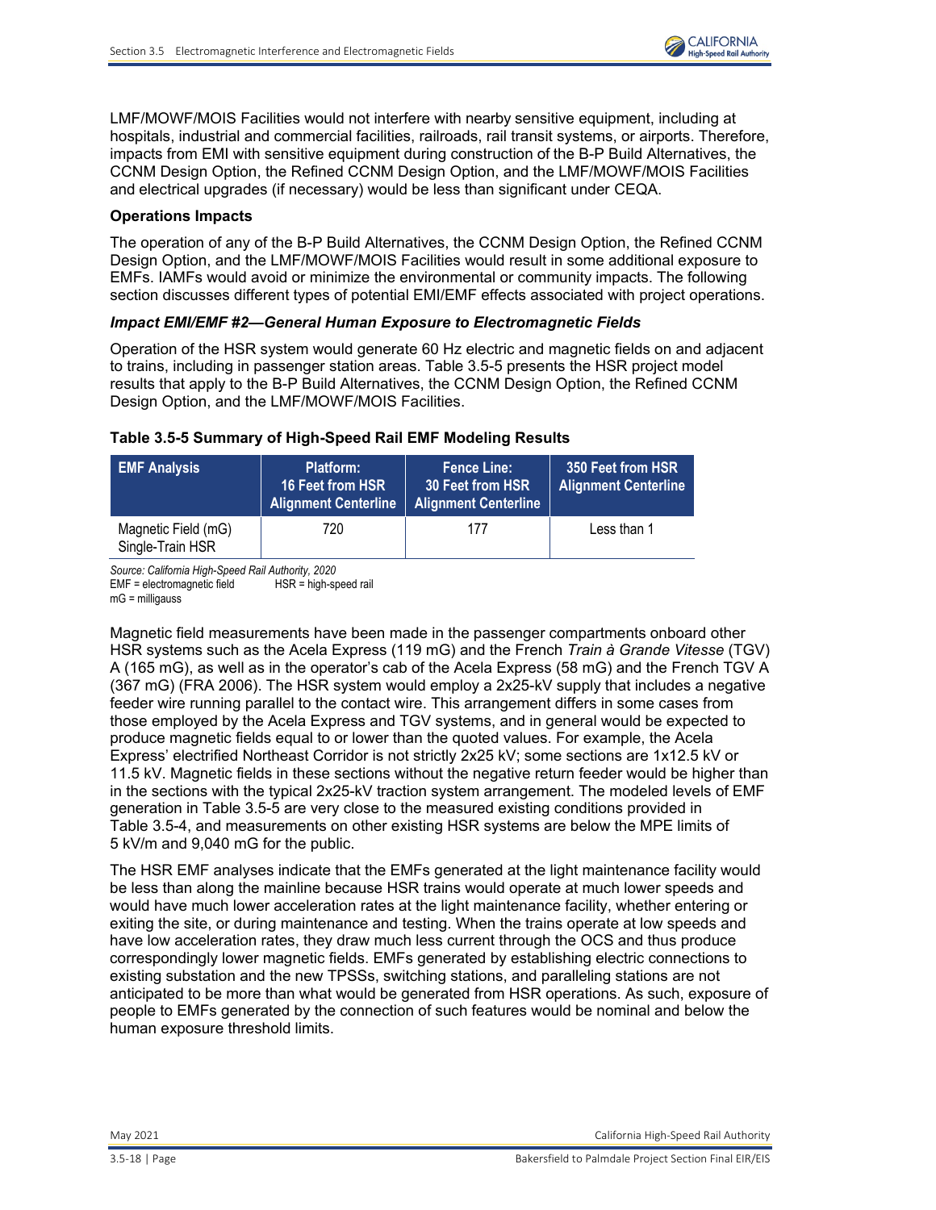LMF/MOWF/MOIS Facilities would not interfere with nearby sensitive equipment, including at hospitals, industrial and commercial facilities, railroads, rail transit systems, or airports. Therefore, impacts from EMI with sensitive equipment during construction of the B-P Build Alternatives, the CCNM Design Option, the Refined CCNM Design Option, and the LMF/MOWF/MOIS Facilities and electrical upgrades (if necessary) would be less than significant under CEQA.

**Operations Impacts**

The operation of any of the B-P Build Alternatives, the CCNM Design Option, the Refined CCNM Design Option, and the LMF/MOWF/MOIS Facilities would result in some additional exposure to EMFs. IAMFs would avoid or minimize the environmental or community impacts. The following section discusses different types of potential EMI/EMF effects associated with project operations.

***Impact EMI/EMF #2—General Human Exposure to Electromagnetic Fields***

Operation of the HSR system would generate 60 Hz electric and magnetic fields on and adjacent to trains, including in passenger station areas. Table 3.5-5 presents the HSR project model results that apply to the B-P Build Alternatives, the CCNM Design Option, the Refined CCNM Design Option, and the LMF/MOWF/MOIS Facilities.

**Table 3.5-5 Summary of High-Speed Rail EMF Modeling Results**

| EMF Analysis | Platform: 16 Feet from HSR Alignment Centerline | Fence Line: 30 Feet from HSR Alignment Centerline | 350 Feet from HSR Alignment Centerline |
|---|---|---|---|
| Magnetic Field (mG) Single-Train HSR | 720 | 177 | Less than 1 |

*Source: California High-Speed Rail Authority, 2020*
EMF = electromagnetic field HSR = high-speed rail
mG = milligauss

Magnetic field measurements have been made in the passenger compartments onboard other HSR systems such as the Acela Express (119 mG) and the French *Train à Grande Vitesse* (TGV) A (165 mG), as well as in the operator's cab of the Acela Express (58 mG) and the French TGV A (367 mG) (FRA 2006). The HSR system would employ a 2x25-kV supply that includes a negative feeder wire running parallel to the contact wire. This arrangement differs in some cases from those employed by the Acela Express and TGV systems, and in general would be expected to produce magnetic fields equal to or lower than the quoted values. For example, the Acela Express' electrified Northeast Corridor is not strictly 2x25 kV; some sections are 1x12.5 kV or 11.5 kV. Magnetic fields in these sections without the negative return feeder would be higher than in the sections with the typical 2x25-kV traction system arrangement. The modeled levels of EMF generation in Table 3.5-5 are very close to the measured existing conditions provided in Table 3.5-4, and measurements on other existing HSR systems are below the MPE limits of 5 kV/m and 9,040 mG for the public.

The HSR EMF analyses indicate that the EMFs generated at the light maintenance facility would be less than along the mainline because HSR trains would operate at much lower speeds and would have much lower acceleration rates at the light maintenance facility, whether entering or exiting the site, or during maintenance and testing. When the trains operate at low speeds and have low acceleration rates, they draw much less current through the OCS and thus produce correspondingly lower magnetic fields. EMFs generated by establishing electric connections to existing substation and the new TPSSs, switching stations, and paralleling stations are not anticipated to be more than what would be generated from HSR operations. As such, exposure of people to EMFs generated by the connection of such features would be nominal and below the human exposure threshold limits.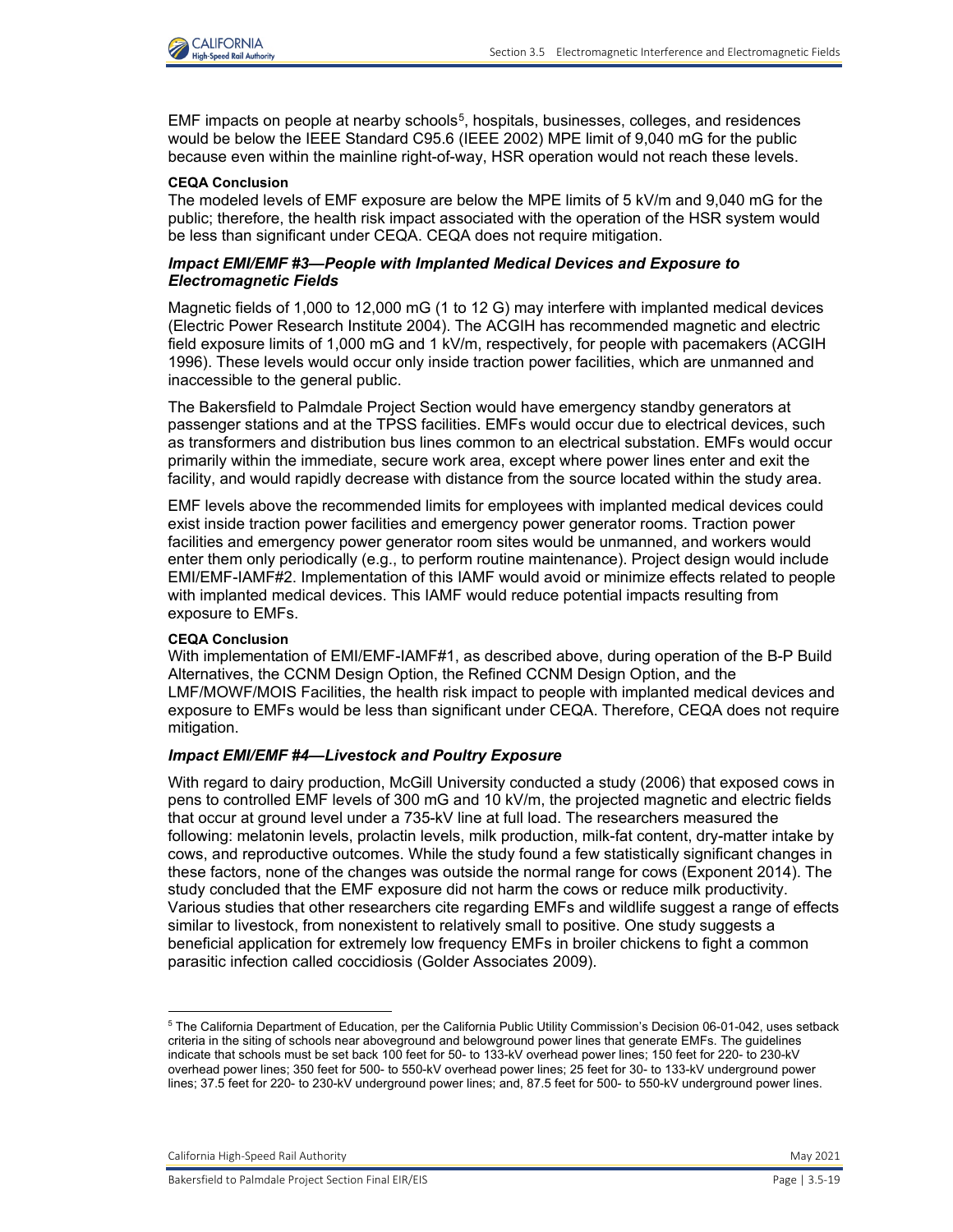EMF impacts on people at nearby schools[5], hospitals, businesses, colleges, and residences would be below the IEEE Standard C95.6 (IEEE 2002) MPE limit of 9,040 mG for the public because even within the mainline right-of-way, HSR operation would not reach these levels.

**CEQA Conclusion**

The modeled levels of EMF exposure are below the MPE limits of 5 kV/m and 9,040 mG for the public; therefore, the health risk impact associated with the operation of the HSR system would be less than significant under CEQA. CEQA does not require mitigation.

### *Impact EMI/EMF #3—People with Implanted Medical Devices and Exposure to Electromagnetic Fields*

Magnetic fields of 1,000 to 12,000 mG (1 to 12 G) may interfere with implanted medical devices (Electric Power Research Institute 2004). The ACGIH has recommended magnetic and electric field exposure limits of 1,000 mG and 1 kV/m, respectively, for people with pacemakers (ACGIH 1996). These levels would occur only inside traction power facilities, which are unmanned and inaccessible to the general public.

The Bakersfield to Palmdale Project Section would have emergency standby generators at passenger stations and at the TPSS facilities. EMFs would occur due to electrical devices, such as transformers and distribution bus lines common to an electrical substation. EMFs would occur primarily within the immediate, secure work area, except where power lines enter and exit the facility, and would rapidly decrease with distance from the source located within the study area.

EMF levels above the recommended limits for employees with implanted medical devices could exist inside traction power facilities and emergency power generator rooms. Traction power facilities and emergency power generator room sites would be unmanned, and workers would enter them only periodically (e.g., to perform routine maintenance). Project design would include EMI/EMF-IAMF#2. Implementation of this IAMF would avoid or minimize effects related to people with implanted medical devices. This IAMF would reduce potential impacts resulting from exposure to EMFs.

**CEQA Conclusion**

With implementation of EMI/EMF-IAMF#1, as described above, during operation of the B-P Build Alternatives, the CCNM Design Option, the Refined CCNM Design Option, and the LMF/MOWF/MOIS Facilities, the health risk impact to people with implanted medical devices and exposure to EMFs would be less than significant under CEQA. Therefore, CEQA does not require mitigation.

### *Impact EMI/EMF #4—Livestock and Poultry Exposure*

With regard to dairy production, McGill University conducted a study (2006) that exposed cows in pens to controlled EMF levels of 300 mG and 10 kV/m, the projected magnetic and electric fields that occur at ground level under a 735-kV line at full load. The researchers measured the following: melatonin levels, prolactin levels, milk production, milk-fat content, dry-matter intake by cows, and reproductive outcomes. While the study found a few statistically significant changes in these factors, none of the changes was outside the normal range for cows (Exponent 2014). The study concluded that the EMF exposure did not harm the cows or reduce milk productivity. Various studies that other researchers cite regarding EMFs and wildlife suggest a range of effects similar to livestock, from nonexistent to relatively small to positive. One study suggests a beneficial application for extremely low frequency EMFs in broiler chickens to fight a common parasitic infection called coccidiosis (Golder Associates 2009).

---

[5] The California Department of Education, per the California Public Utility Commission's Decision 06-01-042, uses setback criteria in the siting of schools near aboveground and belowground power lines that generate EMFs. The guidelines indicate that schools must be set back 100 feet for 50- to 133-kV overhead power lines; 150 feet for 220- to 230-kV overhead power lines; 350 feet for 500- to 550-kV overhead power lines; 25 feet for 30- to 133-kV underground power lines; 37.5 feet for 220- to 230-kV underground power lines; and, 87.5 feet for 500- to 550-kV underground power lines.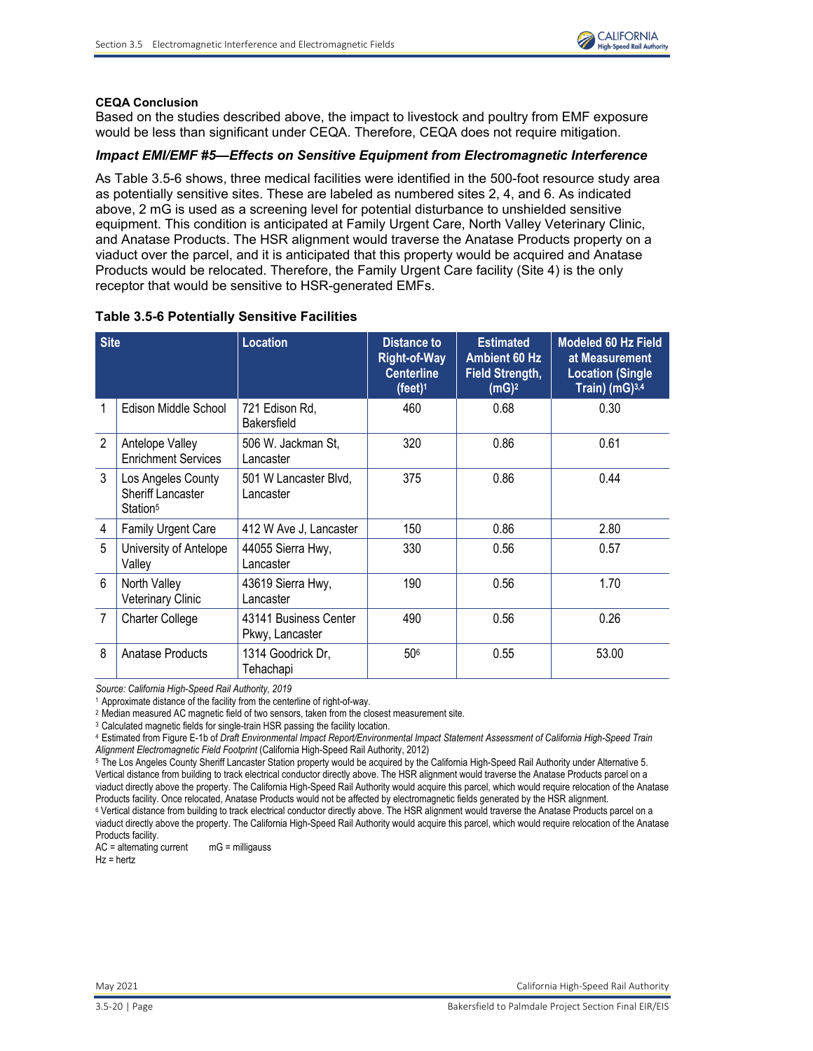**CEQA Conclusion**

Based on the studies described above, the impact to livestock and poultry from EMF exposure would be less than significant under CEQA. Therefore, CEQA does not require mitigation.

### *Impact EMI/EMF #5—Effects on Sensitive Equipment from Electromagnetic Interference*

As Table 3.5-6 shows, three medical facilities were identified in the 500-foot resource study area as potentially sensitive sites. These are labeled as numbered sites 2, 4, and 6. As indicated above, 2 mG is used as a screening level for potential disturbance to unshielded sensitive equipment. This condition is anticipated at Family Urgent Care, North Valley Veterinary Clinic, and Anatase Products. The HSR alignment would traverse the Anatase Products property on a viaduct over the parcel, and it is anticipated that this property would be acquired and Anatase Products would be relocated. Therefore, the Family Urgent Care facility (Site 4) is the only receptor that would be sensitive to HSR-generated EMFs.

**Table 3.5-6 Potentially Sensitive Facilities**

| Site | | Location | Distance to Right-of-Way Centerline (feet)[1] | Estimated Ambient 60 Hz Field Strength, (mG)[2] | Modeled 60 Hz Field at Measurement Location (Single Train) (mG)[3,4] |
|---|---|---|---|---|---|
| 1 | Edison Middle School | 721 Edison Rd, Bakersfield | 460 | 0.68 | 0.30 |
| 2 | Antelope Valley Enrichment Services | 506 W. Jackman St, Lancaster | 320 | 0.86 | 0.61 |
| 3 | Los Angeles County Sheriff Lancaster Station[5] | 501 W Lancaster Blvd, Lancaster | 375 | 0.86 | 0.44 |
| 4 | Family Urgent Care | 412 W Ave J, Lancaster | 150 | 0.86 | 2.80 |
| 5 | University of Antelope Valley | 44055 Sierra Hwy, Lancaster | 330 | 0.56 | 0.57 |
| 6 | North Valley Veterinary Clinic | 43619 Sierra Hwy, Lancaster | 190 | 0.56 | 1.70 |
| 7 | Charter College | 43141 Business Center Pkwy, Lancaster | 490 | 0.56 | 0.26 |
| 8 | Anatase Products | 1314 Goodrick Dr, Tehachapi | 50[6] | 0.55 | 53.00 |

*Source: California High-Speed Rail Authority, 2019*

[1] Approximate distance of the facility from the centerline of right-of-way.

[2] Median measured AC magnetic field of two sensors, taken from the closest measurement site.

[3] Calculated magnetic fields for single-train HSR passing the facility location.

[4] Estimated from Figure E-1b of *Draft Environmental Impact Report/Environmental Impact Statement Assessment of California High-Speed Train Alignment Electromagnetic Field Footprint* (California High-Speed Rail Authority, 2012)

[5] The Los Angeles County Sheriff Lancaster Station property would be acquired by the California High-Speed Rail Authority under Alternative 5. Vertical distance from building to track electrical conductor directly above. The HSR alignment would traverse the Anatase Products parcel on a viaduct directly above the property. The California High-Speed Rail Authority would acquire this parcel, which would require relocation of the Anatase Products facility. Once relocated, Anatase Products would not be affected by electromagnetic fields generated by the HSR alignment.

[6] Vertical distance from building to track electrical conductor directly above. The HSR alignment would traverse the Anatase Products parcel on a viaduct directly above the property. The California High-Speed Rail Authority would acquire this parcel, which would require relocation of the Anatase Products facility.

AC = alternating current  mG = milligauss

Hz = hertz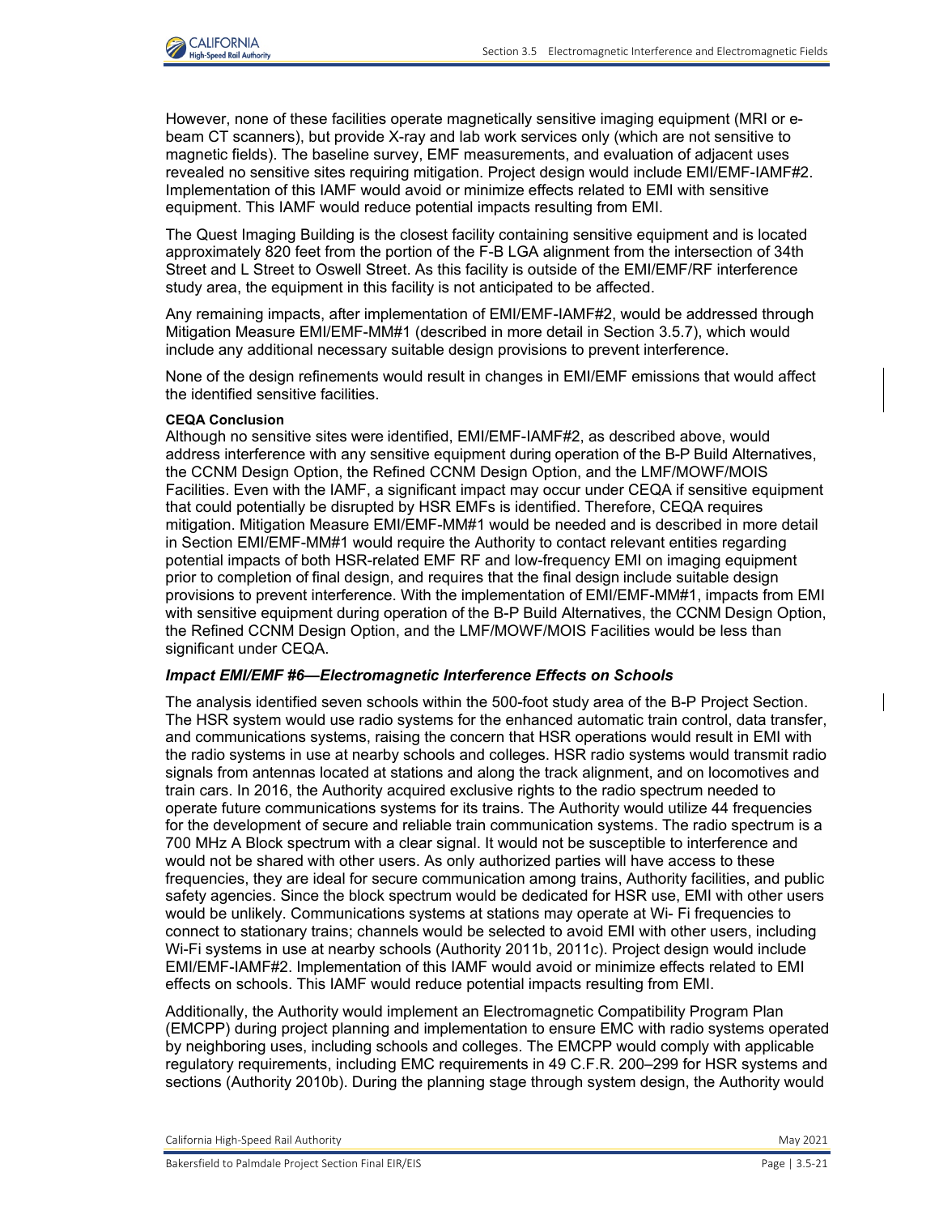However, none of these facilities operate magnetically sensitive imaging equipment (MRI or e-beam CT scanners), but provide X-ray and lab work services only (which are not sensitive to magnetic fields). The baseline survey, EMF measurements, and evaluation of adjacent uses revealed no sensitive sites requiring mitigation. Project design would include EMI/EMF-IAMF#2. Implementation of this IAMF would avoid or minimize effects related to EMI with sensitive equipment. This IAMF would reduce potential impacts resulting from EMI.

The Quest Imaging Building is the closest facility containing sensitive equipment and is located approximately 820 feet from the portion of the F-B LGA alignment from the intersection of 34th Street and L Street to Oswell Street. As this facility is outside of the EMI/EMF/RF interference study area, the equipment in this facility is not anticipated to be affected.

Any remaining impacts, after implementation of EMI/EMF-IAMF#2, would be addressed through Mitigation Measure EMI/EMF-MM#1 (described in more detail in Section 3.5.7), which would include any additional necessary suitable design provisions to prevent interference.

None of the design refinements would result in changes in EMI/EMF emissions that would affect the identified sensitive facilities.

**CEQA Conclusion**

Although no sensitive sites were identified, EMI/EMF-IAMF#2, as described above, would address interference with any sensitive equipment during operation of the B-P Build Alternatives, the CCNM Design Option, the Refined CCNM Design Option, and the LMF/MOWF/MOIS Facilities. Even with the IAMF, a significant impact may occur under CEQA if sensitive equipment that could potentially be disrupted by HSR EMFs is identified. Therefore, CEQA requires mitigation. Mitigation Measure EMI/EMF-MM#1 would be needed and is described in more detail in Section EMI/EMF-MM#1 would require the Authority to contact relevant entities regarding potential impacts of both HSR-related EMF RF and low-frequency EMI on imaging equipment prior to completion of final design, and requires that the final design include suitable design provisions to prevent interference. With the implementation of EMI/EMF-MM#1, impacts from EMI with sensitive equipment during operation of the B-P Build Alternatives, the CCNM Design Option, the Refined CCNM Design Option, and the LMF/MOWF/MOIS Facilities would be less than significant under CEQA.

### *Impact EMI/EMF #6—Electromagnetic Interference Effects on Schools*

The analysis identified seven schools within the 500-foot study area of the B-P Project Section. The HSR system would use radio systems for the enhanced automatic train control, data transfer, and communications systems, raising the concern that HSR operations would result in EMI with the radio systems in use at nearby schools and colleges. HSR radio systems would transmit radio signals from antennas located at stations and along the track alignment, and on locomotives and train cars. In 2016, the Authority acquired exclusive rights to the radio spectrum needed to operate future communications systems for its trains. The Authority would utilize 44 frequencies for the development of secure and reliable train communication systems. The radio spectrum is a 700 MHz A Block spectrum with a clear signal. It would not be susceptible to interference and would not be shared with other users. As only authorized parties will have access to these frequencies, they are ideal for secure communication among trains, Authority facilities, and public safety agencies. Since the block spectrum would be dedicated for HSR use, EMI with other users would be unlikely. Communications systems at stations may operate at Wi- Fi frequencies to connect to stationary trains; channels would be selected to avoid EMI with other users, including Wi-Fi systems in use at nearby schools (Authority 2011b, 2011c). Project design would include EMI/EMF-IAMF#2. Implementation of this IAMF would avoid or minimize effects related to EMI effects on schools. This IAMF would reduce potential impacts resulting from EMI.

Additionally, the Authority would implement an Electromagnetic Compatibility Program Plan (EMCPP) during project planning and implementation to ensure EMC with radio systems operated by neighboring uses, including schools and colleges. The EMCPP would comply with applicable regulatory requirements, including EMC requirements in 49 C.F.R. 200–299 for HSR systems and sections (Authority 2010b). During the planning stage through system design, the Authority would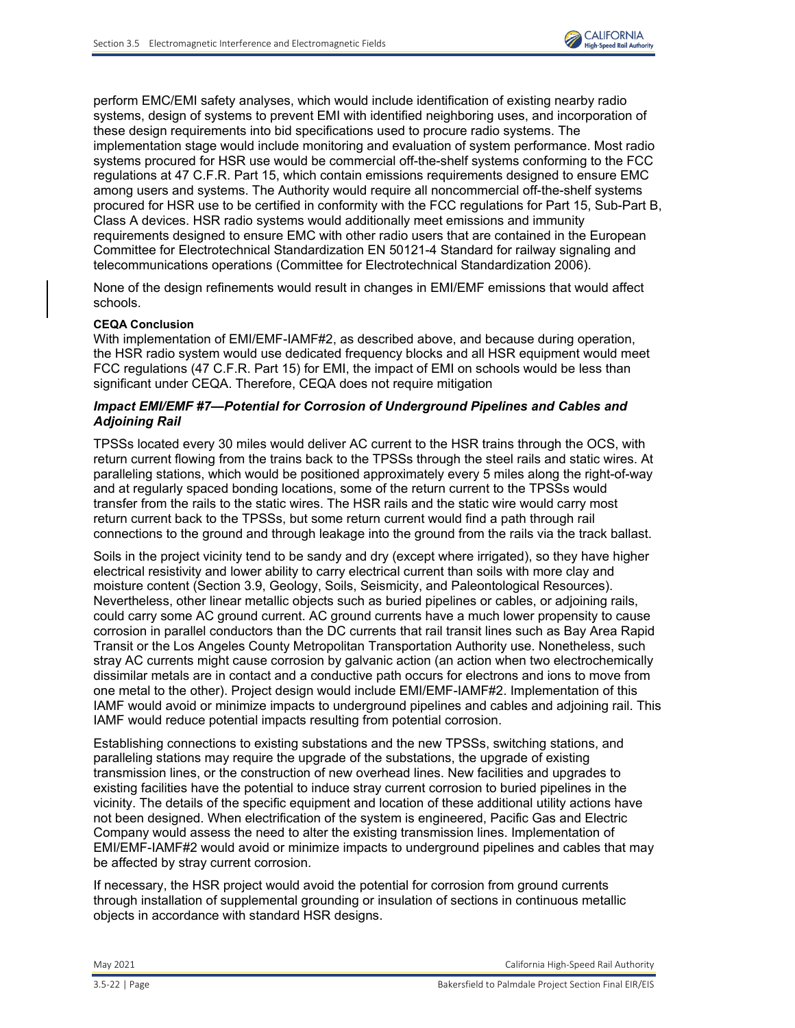perform EMC/EMI safety analyses, which would include identification of existing nearby radio systems, design of systems to prevent EMI with identified neighboring uses, and incorporation of these design requirements into bid specifications used to procure radio systems. The implementation stage would include monitoring and evaluation of system performance. Most radio systems procured for HSR use would be commercial off-the-shelf systems conforming to the FCC regulations at 47 C.F.R. Part 15, which contain emissions requirements designed to ensure EMC among users and systems. The Authority would require all noncommercial off-the-shelf systems procured for HSR use to be certified in conformity with the FCC regulations for Part 15, Sub-Part B, Class A devices. HSR radio systems would additionally meet emissions and immunity requirements designed to ensure EMC with other radio users that are contained in the European Committee for Electrotechnical Standardization EN 50121-4 Standard for railway signaling and telecommunications operations (Committee for Electrotechnical Standardization 2006).

None of the design refinements would result in changes in EMI/EMF emissions that would affect schools.

**CEQA Conclusion**

With implementation of EMI/EMF-IAMF#2, as described above, and because during operation, the HSR radio system would use dedicated frequency blocks and all HSR equipment would meet FCC regulations (47 C.F.R. Part 15) for EMI, the impact of EMI on schools would be less than significant under CEQA. Therefore, CEQA does not require mitigation

***Impact EMI/EMF #7—Potential for Corrosion of Underground Pipelines and Cables and Adjoining Rail***

TPSSs located every 30 miles would deliver AC current to the HSR trains through the OCS, with return current flowing from the trains back to the TPSSs through the steel rails and static wires. At paralleling stations, which would be positioned approximately every 5 miles along the right-of-way and at regularly spaced bonding locations, some of the return current to the TPSSs would transfer from the rails to the static wires. The HSR rails and the static wire would carry most return current back to the TPSSs, but some return current would find a path through rail connections to the ground and through leakage into the ground from the rails via the track ballast.

Soils in the project vicinity tend to be sandy and dry (except where irrigated), so they have higher electrical resistivity and lower ability to carry electrical current than soils with more clay and moisture content (Section 3.9, Geology, Soils, Seismicity, and Paleontological Resources). Nevertheless, other linear metallic objects such as buried pipelines or cables, or adjoining rails, could carry some AC ground current. AC ground currents have a much lower propensity to cause corrosion in parallel conductors than the DC currents that rail transit lines such as Bay Area Rapid Transit or the Los Angeles County Metropolitan Transportation Authority use. Nonetheless, such stray AC currents might cause corrosion by galvanic action (an action when two electrochemically dissimilar metals are in contact and a conductive path occurs for electrons and ions to move from one metal to the other). Project design would include EMI/EMF-IAMF#2. Implementation of this IAMF would avoid or minimize impacts to underground pipelines and cables and adjoining rail. This IAMF would reduce potential impacts resulting from potential corrosion.

Establishing connections to existing substations and the new TPSSs, switching stations, and paralleling stations may require the upgrade of the substations, the upgrade of existing transmission lines, or the construction of new overhead lines. New facilities and upgrades to existing facilities have the potential to induce stray current corrosion to buried pipelines in the vicinity. The details of the specific equipment and location of these additional utility actions have not been designed. When electrification of the system is engineered, Pacific Gas and Electric Company would assess the need to alter the existing transmission lines. Implementation of EMI/EMF-IAMF#2 would avoid or minimize impacts to underground pipelines and cables that may be affected by stray current corrosion.

If necessary, the HSR project would avoid the potential for corrosion from ground currents through installation of supplemental grounding or insulation of sections in continuous metallic objects in accordance with standard HSR designs.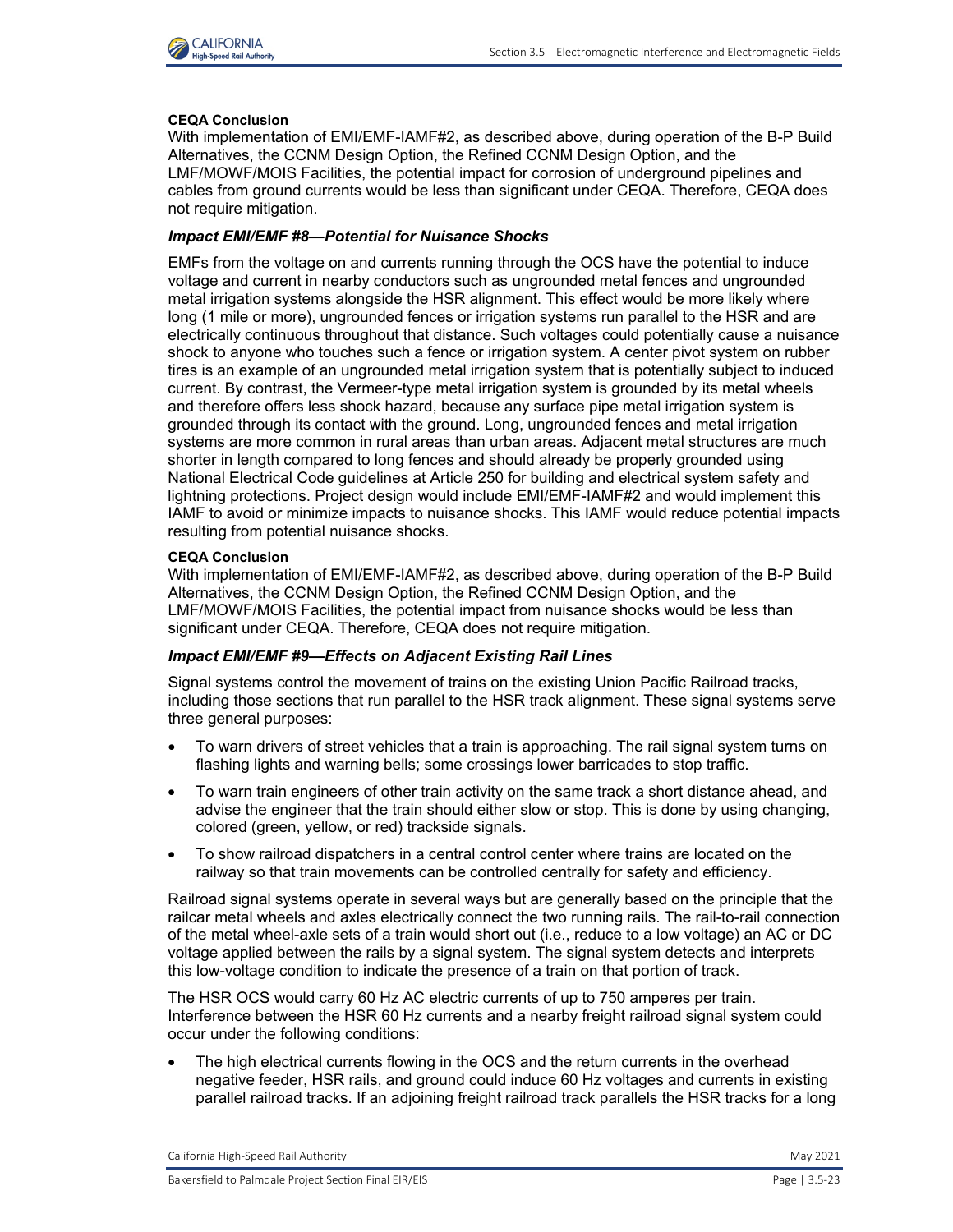**CEQA Conclusion**

With implementation of EMI/EMF-IAMF#2, as described above, during operation of the B-P Build Alternatives, the CCNM Design Option, the Refined CCNM Design Option, and the LMF/MOWF/MOIS Facilities, the potential impact for corrosion of underground pipelines and cables from ground currents would be less than significant under CEQA. Therefore, CEQA does not require mitigation.

### *Impact EMI/EMF #8—Potential for Nuisance Shocks*

EMFs from the voltage on and currents running through the OCS have the potential to induce voltage and current in nearby conductors such as ungrounded metal fences and ungrounded metal irrigation systems alongside the HSR alignment. This effect would be more likely where long (1 mile or more), ungrounded fences or irrigation systems run parallel to the HSR and are electrically continuous throughout that distance. Such voltages could potentially cause a nuisance shock to anyone who touches such a fence or irrigation system. A center pivot system on rubber tires is an example of an ungrounded metal irrigation system that is potentially subject to induced current. By contrast, the Vermeer-type metal irrigation system is grounded by its metal wheels and therefore offers less shock hazard, because any surface pipe metal irrigation system is grounded through its contact with the ground. Long, ungrounded fences and metal irrigation systems are more common in rural areas than urban areas. Adjacent metal structures are much shorter in length compared to long fences and should already be properly grounded using National Electrical Code guidelines at Article 250 for building and electrical system safety and lightning protections. Project design would include EMI/EMF-IAMF#2 and would implement this IAMF to avoid or minimize impacts to nuisance shocks. This IAMF would reduce potential impacts resulting from potential nuisance shocks.

**CEQA Conclusion**

With implementation of EMI/EMF-IAMF#2, as described above, during operation of the B-P Build Alternatives, the CCNM Design Option, the Refined CCNM Design Option, and the LMF/MOWF/MOIS Facilities, the potential impact from nuisance shocks would be less than significant under CEQA. Therefore, CEQA does not require mitigation.

### *Impact EMI/EMF #9—Effects on Adjacent Existing Rail Lines*

Signal systems control the movement of trains on the existing Union Pacific Railroad tracks, including those sections that run parallel to the HSR track alignment. These signal systems serve three general purposes:

- To warn drivers of street vehicles that a train is approaching. The rail signal system turns on flashing lights and warning bells; some crossings lower barricades to stop traffic.
- To warn train engineers of other train activity on the same track a short distance ahead, and advise the engineer that the train should either slow or stop. This is done by using changing, colored (green, yellow, or red) trackside signals.
- To show railroad dispatchers in a central control center where trains are located on the railway so that train movements can be controlled centrally for safety and efficiency.

Railroad signal systems operate in several ways but are generally based on the principle that the railcar metal wheels and axles electrically connect the two running rails. The rail-to-rail connection of the metal wheel-axle sets of a train would short out (i.e., reduce to a low voltage) an AC or DC voltage applied between the rails by a signal system. The signal system detects and interprets this low-voltage condition to indicate the presence of a train on that portion of track.

The HSR OCS would carry 60 Hz AC electric currents of up to 750 amperes per train. Interference between the HSR 60 Hz currents and a nearby freight railroad signal system could occur under the following conditions:

- The high electrical currents flowing in the OCS and the return currents in the overhead negative feeder, HSR rails, and ground could induce 60 Hz voltages and currents in existing parallel railroad tracks. If an adjoining freight railroad track parallels the HSR tracks for a long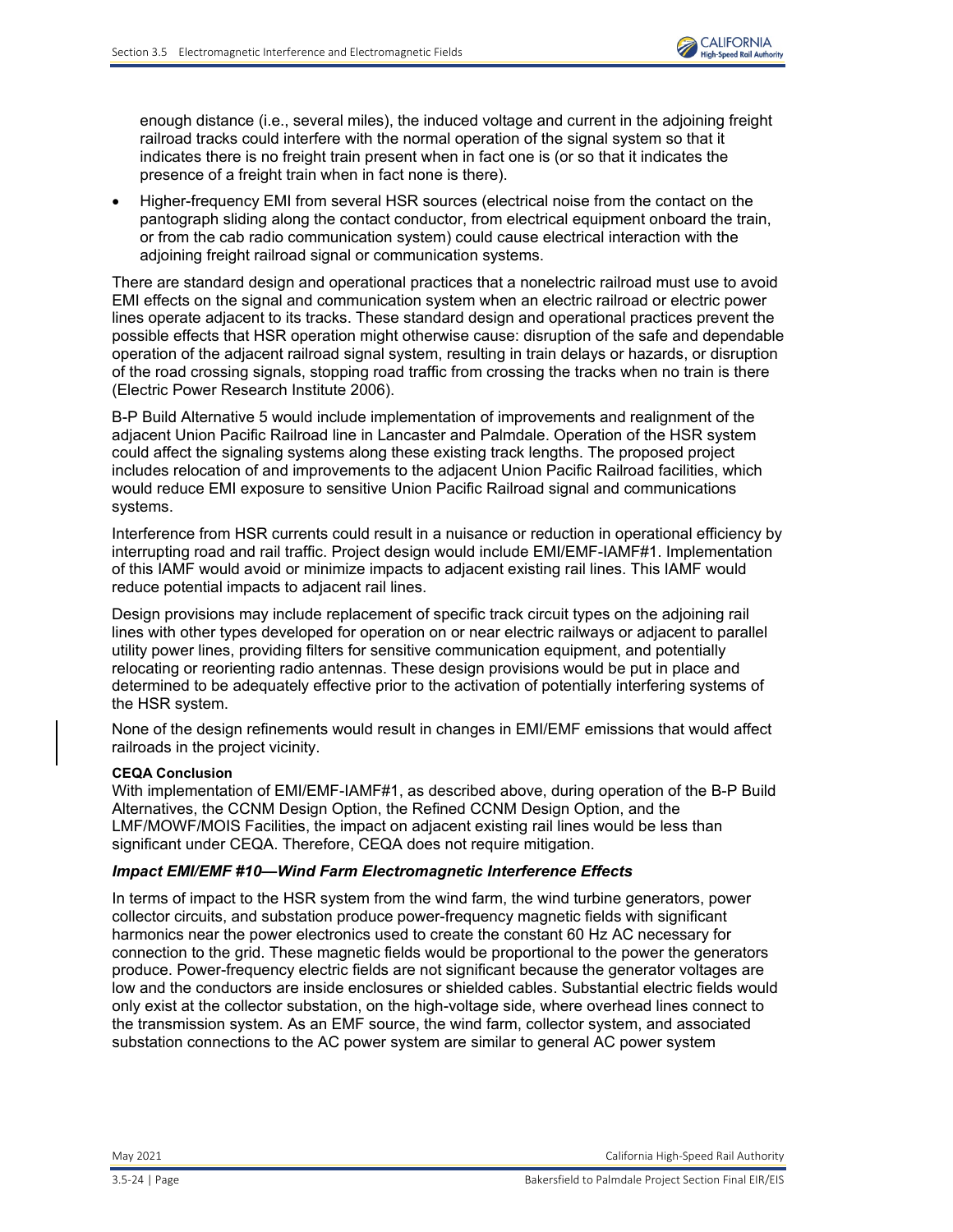enough distance (i.e., several miles), the induced voltage and current in the adjoining freight railroad tracks could interfere with the normal operation of the signal system so that it indicates there is no freight train present when in fact one is (or so that it indicates the presence of a freight train when in fact none is there).

- Higher-frequency EMI from several HSR sources (electrical noise from the contact on the pantograph sliding along the contact conductor, from electrical equipment onboard the train, or from the cab radio communication system) could cause electrical interaction with the adjoining freight railroad signal or communication systems.

There are standard design and operational practices that a nonelectric railroad must use to avoid EMI effects on the signal and communication system when an electric railroad or electric power lines operate adjacent to its tracks. These standard design and operational practices prevent the possible effects that HSR operation might otherwise cause: disruption of the safe and dependable operation of the adjacent railroad signal system, resulting in train delays or hazards, or disruption of the road crossing signals, stopping road traffic from crossing the tracks when no train is there (Electric Power Research Institute 2006).

B-P Build Alternative 5 would include implementation of improvements and realignment of the adjacent Union Pacific Railroad line in Lancaster and Palmdale. Operation of the HSR system could affect the signaling systems along these existing track lengths. The proposed project includes relocation of and improvements to the adjacent Union Pacific Railroad facilities, which would reduce EMI exposure to sensitive Union Pacific Railroad signal and communications systems.

Interference from HSR currents could result in a nuisance or reduction in operational efficiency by interrupting road and rail traffic. Project design would include EMI/EMF-IAMF#1. Implementation of this IAMF would avoid or minimize impacts to adjacent existing rail lines. This IAMF would reduce potential impacts to adjacent rail lines.

Design provisions may include replacement of specific track circuit types on the adjoining rail lines with other types developed for operation on or near electric railways or adjacent to parallel utility power lines, providing filters for sensitive communication equipment, and potentially relocating or reorienting radio antennas. These design provisions would be put in place and determined to be adequately effective prior to the activation of potentially interfering systems of the HSR system.

None of the design refinements would result in changes in EMI/EMF emissions that would affect railroads in the project vicinity.

**CEQA Conclusion**

With implementation of EMI/EMF-IAMF#1, as described above, during operation of the B-P Build Alternatives, the CCNM Design Option, the Refined CCNM Design Option, and the LMF/MOWF/MOIS Facilities, the impact on adjacent existing rail lines would be less than significant under CEQA. Therefore, CEQA does not require mitigation.

### *Impact EMI/EMF #10—Wind Farm Electromagnetic Interference Effects*

In terms of impact to the HSR system from the wind farm, the wind turbine generators, power collector circuits, and substation produce power-frequency magnetic fields with significant harmonics near the power electronics used to create the constant 60 Hz AC necessary for connection to the grid. These magnetic fields would be proportional to the power the generators produce. Power-frequency electric fields are not significant because the generator voltages are low and the conductors are inside enclosures or shielded cables. Substantial electric fields would only exist at the collector substation, on the high-voltage side, where overhead lines connect to the transmission system. As an EMF source, the wind farm, collector system, and associated substation connections to the AC power system are similar to general AC power system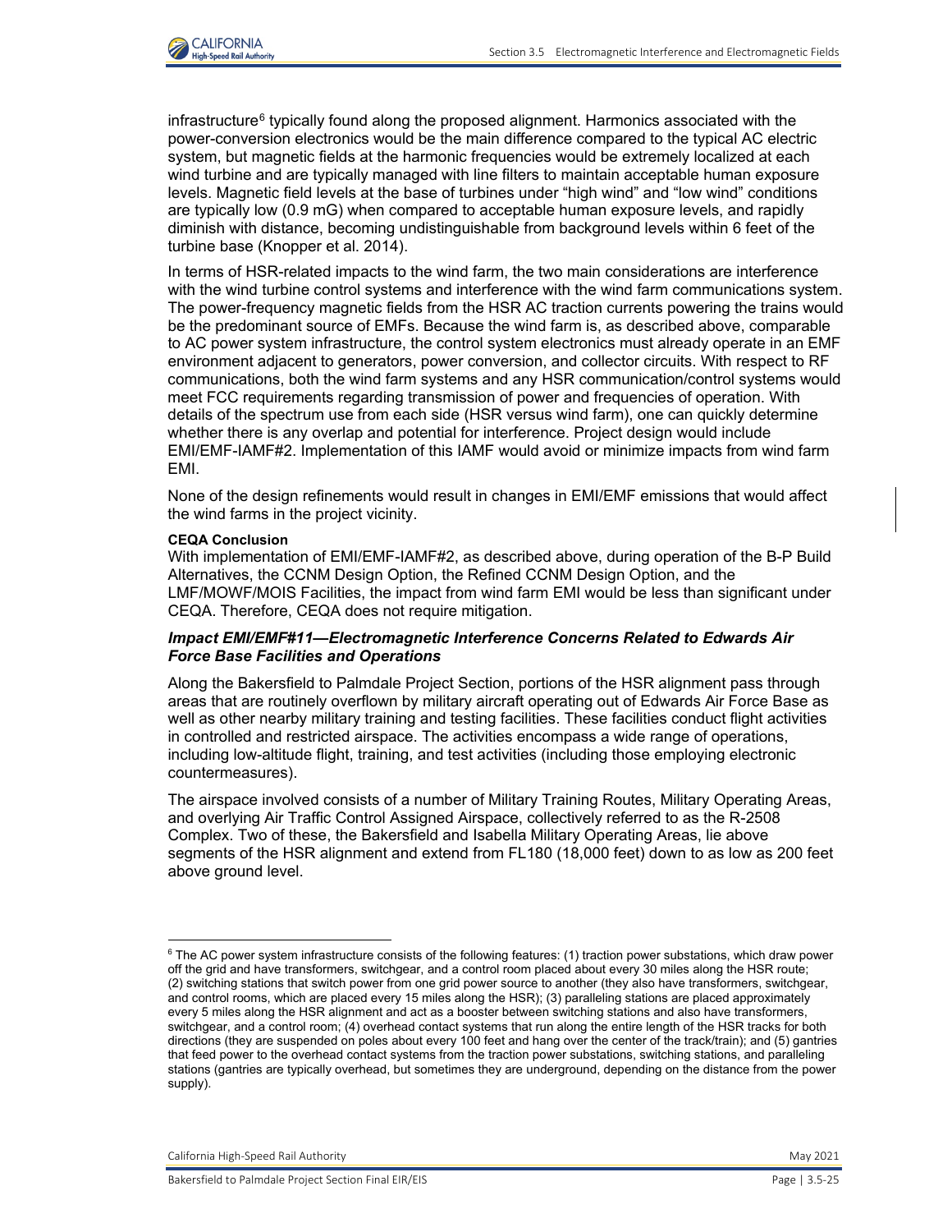infrastructure[6] typically found along the proposed alignment. Harmonics associated with the power-conversion electronics would be the main difference compared to the typical AC electric system, but magnetic fields at the harmonic frequencies would be extremely localized at each wind turbine and are typically managed with line filters to maintain acceptable human exposure levels. Magnetic field levels at the base of turbines under "high wind" and "low wind" conditions are typically low (0.9 mG) when compared to acceptable human exposure levels, and rapidly diminish with distance, becoming undistinguishable from background levels within 6 feet of the turbine base (Knopper et al. 2014).

In terms of HSR-related impacts to the wind farm, the two main considerations are interference with the wind turbine control systems and interference with the wind farm communications system. The power-frequency magnetic fields from the HSR AC traction currents powering the trains would be the predominant source of EMFs. Because the wind farm is, as described above, comparable to AC power system infrastructure, the control system electronics must already operate in an EMF environment adjacent to generators, power conversion, and collector circuits. With respect to RF communications, both the wind farm systems and any HSR communication/control systems would meet FCC requirements regarding transmission of power and frequencies of operation. With details of the spectrum use from each side (HSR versus wind farm), one can quickly determine whether there is any overlap and potential for interference. Project design would include EMI/EMF-IAMF#2. Implementation of this IAMF would avoid or minimize impacts from wind farm EMI.

None of the design refinements would result in changes in EMI/EMF emissions that would affect the wind farms in the project vicinity.

**CEQA Conclusion**

With implementation of EMI/EMF-IAMF#2, as described above, during operation of the B-P Build Alternatives, the CCNM Design Option, the Refined CCNM Design Option, and the LMF/MOWF/MOIS Facilities, the impact from wind farm EMI would be less than significant under CEQA. Therefore, CEQA does not require mitigation.

### *Impact EMI/EMF#11—Electromagnetic Interference Concerns Related to Edwards Air Force Base Facilities and Operations*

Along the Bakersfield to Palmdale Project Section, portions of the HSR alignment pass through areas that are routinely overflown by military aircraft operating out of Edwards Air Force Base as well as other nearby military training and testing facilities. These facilities conduct flight activities in controlled and restricted airspace. The activities encompass a wide range of operations, including low-altitude flight, training, and test activities (including those employing electronic countermeasures).

The airspace involved consists of a number of Military Training Routes, Military Operating Areas, and overlying Air Traffic Control Assigned Airspace, collectively referred to as the R-2508 Complex. Two of these, the Bakersfield and Isabella Military Operating Areas, lie above segments of the HSR alignment and extend from FL180 (18,000 feet) down to as low as 200 feet above ground level.

---

[6] The AC power system infrastructure consists of the following features: (1) traction power substations, which draw power off the grid and have transformers, switchgear, and a control room placed about every 30 miles along the HSR route; (2) switching stations that switch power from one grid power source to another (they also have transformers, switchgear, and control rooms, which are placed every 15 miles along the HSR); (3) paralleling stations are placed approximately every 5 miles along the HSR alignment and act as a booster between switching stations and also have transformers, switchgear, and a control room; (4) overhead contact systems that run along the entire length of the HSR tracks for both directions (they are suspended on poles about every 100 feet and hang over the center of the track/train); and (5) gantries that feed power to the overhead contact systems from the traction power substations, switching stations, and paralleling stations (gantries are typically overhead, but sometimes they are underground, depending on the distance from the power supply).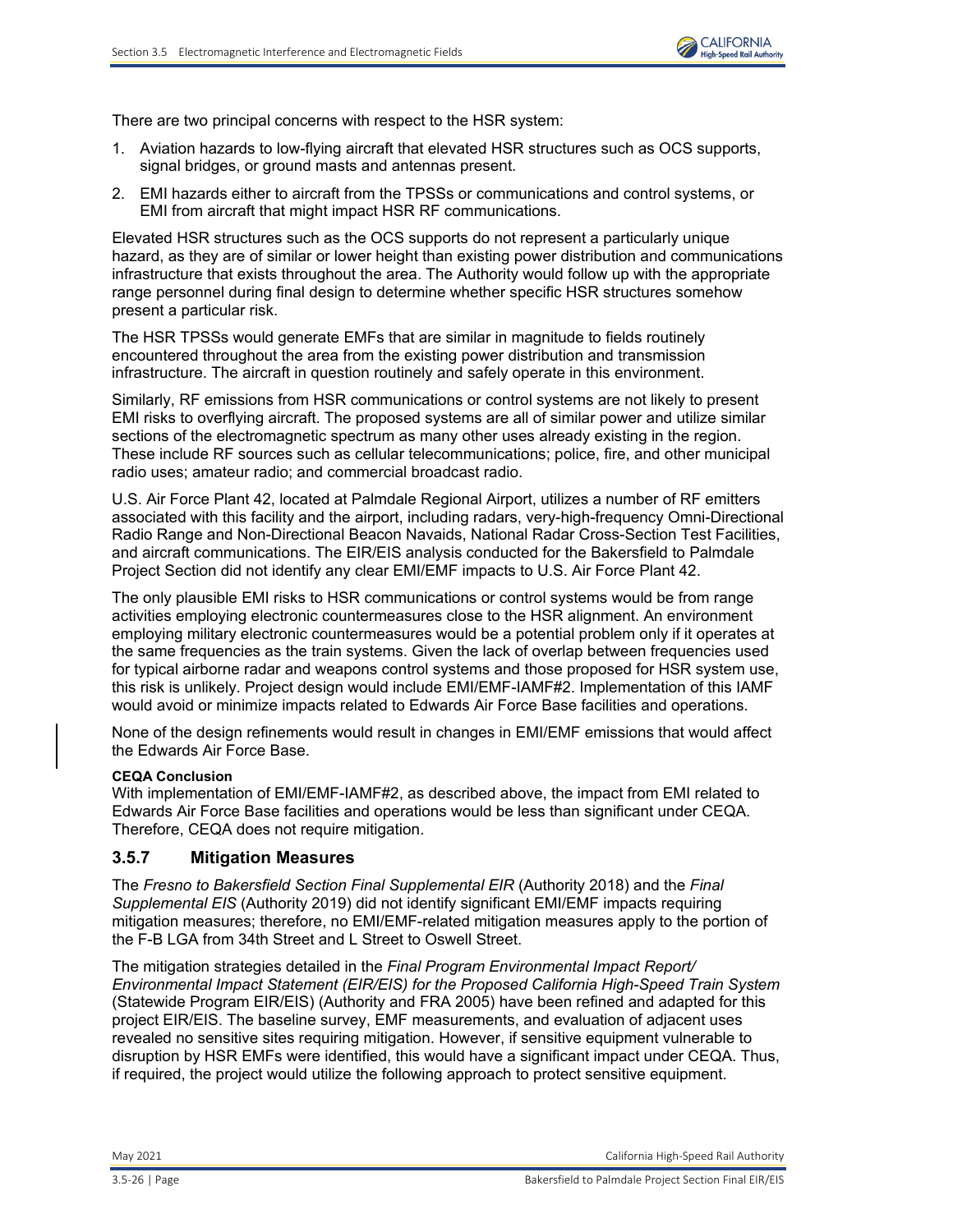There are two principal concerns with respect to the HSR system:

1. Aviation hazards to low-flying aircraft that elevated HSR structures such as OCS supports, signal bridges, or ground masts and antennas present.
2. EMI hazards either to aircraft from the TPSSs or communications and control systems, or EMI from aircraft that might impact HSR RF communications.

Elevated HSR structures such as the OCS supports do not represent a particularly unique hazard, as they are of similar or lower height than existing power distribution and communications infrastructure that exists throughout the area. The Authority would follow up with the appropriate range personnel during final design to determine whether specific HSR structures somehow present a particular risk.

The HSR TPSSs would generate EMFs that are similar in magnitude to fields routinely encountered throughout the area from the existing power distribution and transmission infrastructure. The aircraft in question routinely and safely operate in this environment.

Similarly, RF emissions from HSR communications or control systems are not likely to present EMI risks to overflying aircraft. The proposed systems are all of similar power and utilize similar sections of the electromagnetic spectrum as many other uses already existing in the region. These include RF sources such as cellular telecommunications; police, fire, and other municipal radio uses; amateur radio; and commercial broadcast radio.

U.S. Air Force Plant 42, located at Palmdale Regional Airport, utilizes a number of RF emitters associated with this facility and the airport, including radars, very-high-frequency Omni-Directional Radio Range and Non-Directional Beacon Navaids, National Radar Cross-Section Test Facilities, and aircraft communications. The EIR/EIS analysis conducted for the Bakersfield to Palmdale Project Section did not identify any clear EMI/EMF impacts to U.S. Air Force Plant 42.

The only plausible EMI risks to HSR communications or control systems would be from range activities employing electronic countermeasures close to the HSR alignment. An environment employing military electronic countermeasures would be a potential problem only if it operates at the same frequencies as the train systems. Given the lack of overlap between frequencies used for typical airborne radar and weapons control systems and those proposed for HSR system use, this risk is unlikely. Project design would include EMI/EMF-IAMF#2. Implementation of this IAMF would avoid or minimize impacts related to Edwards Air Force Base facilities and operations.

None of the design refinements would result in changes in EMI/EMF emissions that would affect the Edwards Air Force Base.

**CEQA Conclusion**

With implementation of EMI/EMF-IAMF#2, as described above, the impact from EMI related to Edwards Air Force Base facilities and operations would be less than significant under CEQA. Therefore, CEQA does not require mitigation.

### 3.5.7 Mitigation Measures

The *Fresno to Bakersfield Section Final Supplemental EIR* (Authority 2018) and the *Final Supplemental EIS* (Authority 2019) did not identify significant EMI/EMF impacts requiring mitigation measures; therefore, no EMI/EMF-related mitigation measures apply to the portion of the F-B LGA from 34th Street and L Street to Oswell Street.

The mitigation strategies detailed in the *Final Program Environmental Impact Report/ Environmental Impact Statement (EIR/EIS) for the Proposed California High-Speed Train System* (Statewide Program EIR/EIS) (Authority and FRA 2005) have been refined and adapted for this project EIR/EIS. The baseline survey, EMF measurements, and evaluation of adjacent uses revealed no sensitive sites requiring mitigation. However, if sensitive equipment vulnerable to disruption by HSR EMFs were identified, this would have a significant impact under CEQA. Thus, if required, the project would utilize the following approach to protect sensitive equipment.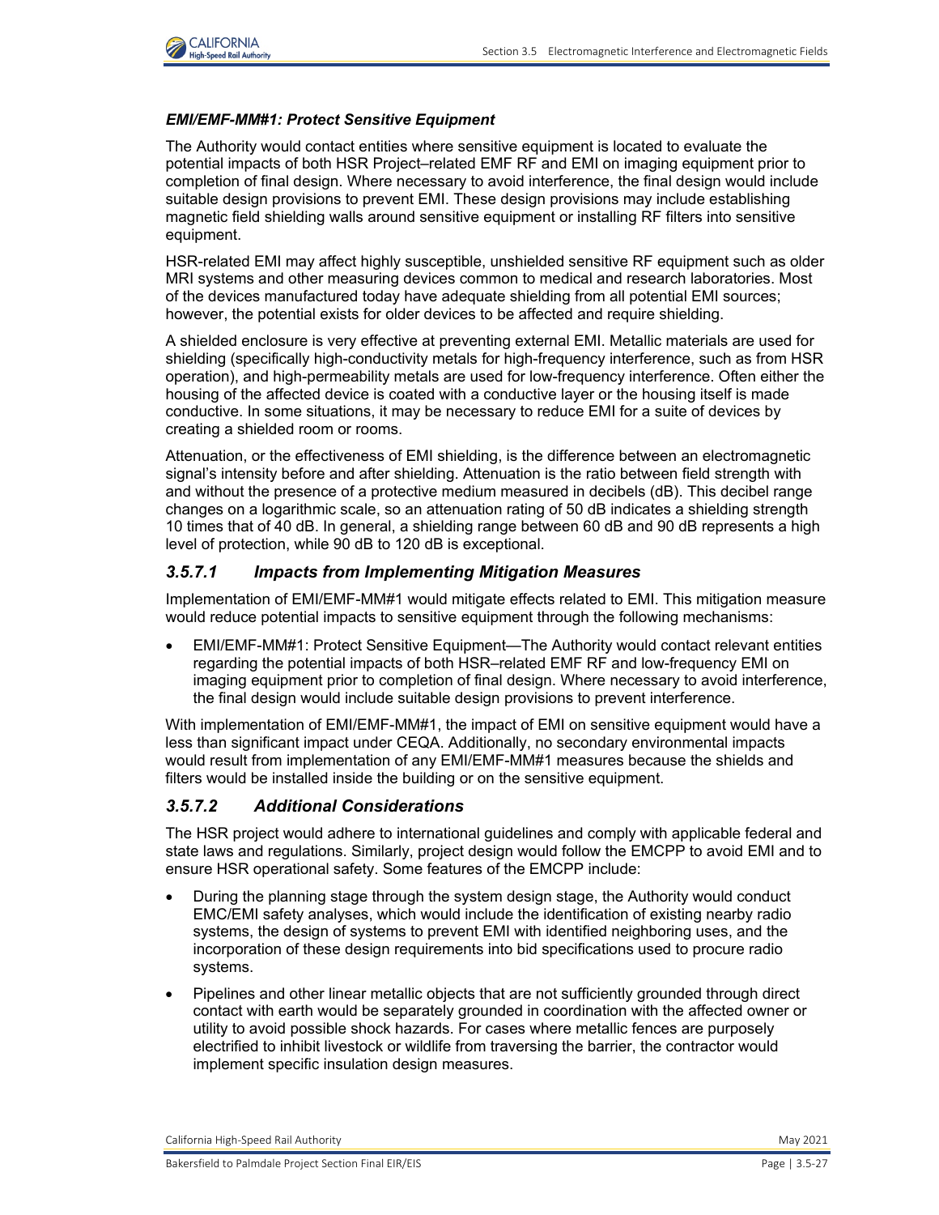*EMI/EMF-MM#1: Protect Sensitive Equipment*

The Authority would contact entities where sensitive equipment is located to evaluate the potential impacts of both HSR Project–related EMF RF and EMI on imaging equipment prior to completion of final design. Where necessary to avoid interference, the final design would include suitable design provisions to prevent EMI. These design provisions may include establishing magnetic field shielding walls around sensitive equipment or installing RF filters into sensitive equipment.

HSR-related EMI may affect highly susceptible, unshielded sensitive RF equipment such as older MRI systems and other measuring devices common to medical and research laboratories. Most of the devices manufactured today have adequate shielding from all potential EMI sources; however, the potential exists for older devices to be affected and require shielding.

A shielded enclosure is very effective at preventing external EMI. Metallic materials are used for shielding (specifically high-conductivity metals for high-frequency interference, such as from HSR operation), and high-permeability metals are used for low-frequency interference. Often either the housing of the affected device is coated with a conductive layer or the housing itself is made conductive. In some situations, it may be necessary to reduce EMI for a suite of devices by creating a shielded room or rooms.

Attenuation, or the effectiveness of EMI shielding, is the difference between an electromagnetic signal's intensity before and after shielding. Attenuation is the ratio between field strength with and without the presence of a protective medium measured in decibels (dB). This decibel range changes on a logarithmic scale, so an attenuation rating of 50 dB indicates a shielding strength 10 times that of 40 dB. In general, a shielding range between 60 dB and 90 dB represents a high level of protection, while 90 dB to 120 dB is exceptional.

### *3.5.7.1 Impacts from Implementing Mitigation Measures*

Implementation of EMI/EMF-MM#1 would mitigate effects related to EMI. This mitigation measure would reduce potential impacts to sensitive equipment through the following mechanisms:

- EMI/EMF-MM#1: Protect Sensitive Equipment—The Authority would contact relevant entities regarding the potential impacts of both HSR–related EMF RF and low-frequency EMI on imaging equipment prior to completion of final design. Where necessary to avoid interference, the final design would include suitable design provisions to prevent interference.

With implementation of EMI/EMF-MM#1, the impact of EMI on sensitive equipment would have a less than significant impact under CEQA. Additionally, no secondary environmental impacts would result from implementation of any EMI/EMF-MM#1 measures because the shields and filters would be installed inside the building or on the sensitive equipment.

### *3.5.7.2 Additional Considerations*

The HSR project would adhere to international guidelines and comply with applicable federal and state laws and regulations. Similarly, project design would follow the EMCPP to avoid EMI and to ensure HSR operational safety. Some features of the EMCPP include:

- During the planning stage through the system design stage, the Authority would conduct EMC/EMI safety analyses, which would include the identification of existing nearby radio systems, the design of systems to prevent EMI with identified neighboring uses, and the incorporation of these design requirements into bid specifications used to procure radio systems.
- Pipelines and other linear metallic objects that are not sufficiently grounded through direct contact with earth would be separately grounded in coordination with the affected owner or utility to avoid possible shock hazards. For cases where metallic fences are purposely electrified to inhibit livestock or wildlife from traversing the barrier, the contractor would implement specific insulation design measures.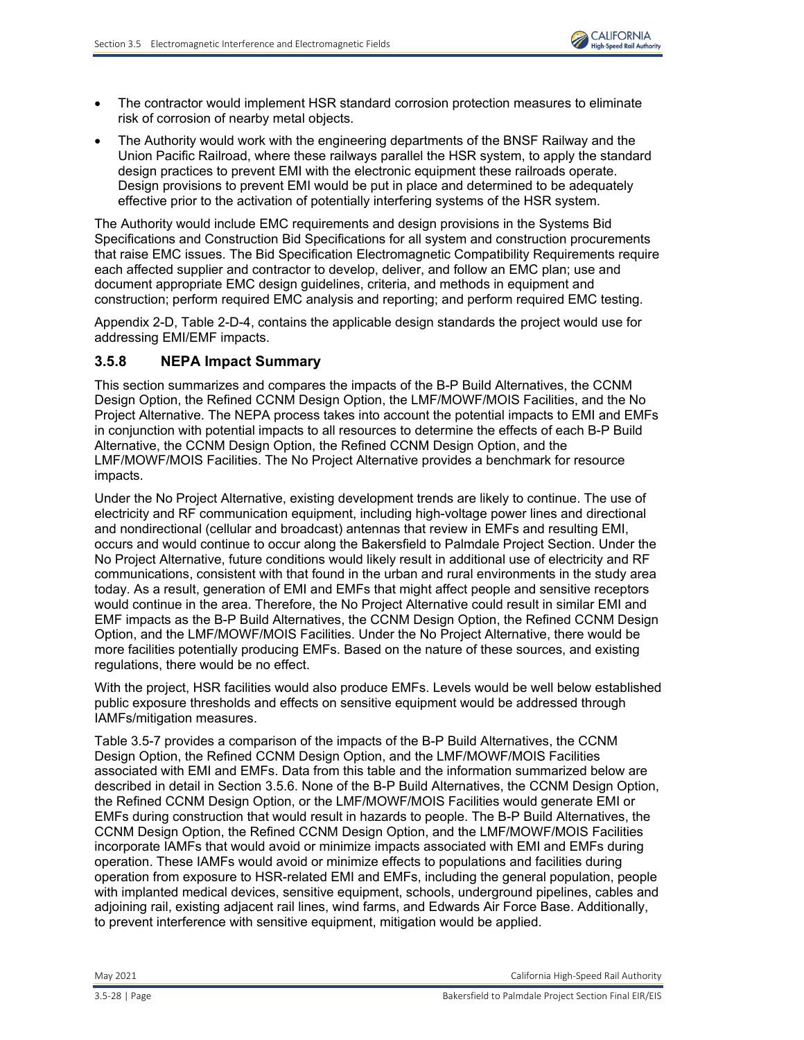- The contractor would implement HSR standard corrosion protection measures to eliminate risk of corrosion of nearby metal objects.
- The Authority would work with the engineering departments of the BNSF Railway and the Union Pacific Railroad, where these railways parallel the HSR system, to apply the standard design practices to prevent EMI with the electronic equipment these railroads operate. Design provisions to prevent EMI would be put in place and determined to be adequately effective prior to the activation of potentially interfering systems of the HSR system.

The Authority would include EMC requirements and design provisions in the Systems Bid Specifications and Construction Bid Specifications for all system and construction procurements that raise EMC issues. The Bid Specification Electromagnetic Compatibility Requirements require each affected supplier and contractor to develop, deliver, and follow an EMC plan; use and document appropriate EMC design guidelines, criteria, and methods in equipment and construction; perform required EMC analysis and reporting; and perform required EMC testing.

Appendix 2-D, Table 2-D-4, contains the applicable design standards the project would use for addressing EMI/EMF impacts.

### 3.5.8 NEPA Impact Summary

This section summarizes and compares the impacts of the B-P Build Alternatives, the CCNM Design Option, the Refined CCNM Design Option, the LMF/MOWF/MOIS Facilities, and the No Project Alternative. The NEPA process takes into account the potential impacts to EMI and EMFs in conjunction with potential impacts to all resources to determine the effects of each B-P Build Alternative, the CCNM Design Option, the Refined CCNM Design Option, and the LMF/MOWF/MOIS Facilities. The No Project Alternative provides a benchmark for resource impacts.

Under the No Project Alternative, existing development trends are likely to continue. The use of electricity and RF communication equipment, including high-voltage power lines and directional and nondirectional (cellular and broadcast) antennas that review in EMFs and resulting EMI, occurs and would continue to occur along the Bakersfield to Palmdale Project Section. Under the No Project Alternative, future conditions would likely result in additional use of electricity and RF communications, consistent with that found in the urban and rural environments in the study area today. As a result, generation of EMI and EMFs that might affect people and sensitive receptors would continue in the area. Therefore, the No Project Alternative could result in similar EMI and EMF impacts as the B-P Build Alternatives, the CCNM Design Option, the Refined CCNM Design Option, and the LMF/MOWF/MOIS Facilities. Under the No Project Alternative, there would be more facilities potentially producing EMFs. Based on the nature of these sources, and existing regulations, there would be no effect.

With the project, HSR facilities would also produce EMFs. Levels would be well below established public exposure thresholds and effects on sensitive equipment would be addressed through IAMFs/mitigation measures.

Table 3.5-7 provides a comparison of the impacts of the B-P Build Alternatives, the CCNM Design Option, the Refined CCNM Design Option, and the LMF/MOWF/MOIS Facilities associated with EMI and EMFs. Data from this table and the information summarized below are described in detail in Section 3.5.6. None of the B-P Build Alternatives, the CCNM Design Option, the Refined CCNM Design Option, or the LMF/MOWF/MOIS Facilities would generate EMI or EMFs during construction that would result in hazards to people. The B-P Build Alternatives, the CCNM Design Option, the Refined CCNM Design Option, and the LMF/MOWF/MOIS Facilities incorporate IAMFs that would avoid or minimize impacts associated with EMI and EMFs during operation. These IAMFs would avoid or minimize effects to populations and facilities during operation from exposure to HSR-related EMI and EMFs, including the general population, people with implanted medical devices, sensitive equipment, schools, underground pipelines, cables and adjoining rail, existing adjacent rail lines, wind farms, and Edwards Air Force Base. Additionally, to prevent interference with sensitive equipment, mitigation would be applied.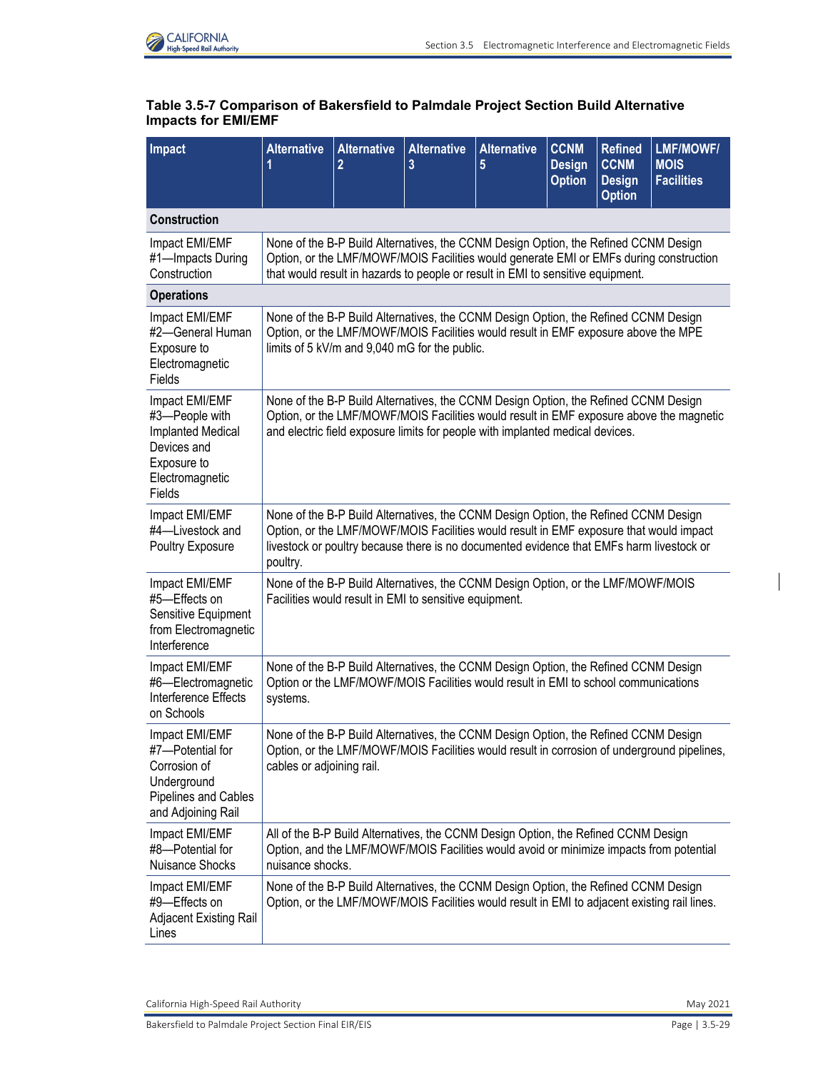**Table 3.5-7 Comparison of Bakersfield to Palmdale Project Section Build Alternative Impacts for EMI/EMF**

| Impact | Alternative 1 | Alternative 2 | Alternative 3 | Alternative 5 | CCNM Design Option | Refined CCNM Design Option | LMF/MOWF/ MOIS Facilities |
|---|---|---|---|---|---|---|---|
| **Construction** | | | | | | | |
| Impact EMI/EMF #1—Impacts During Construction | None of the B-P Build Alternatives, the CCNM Design Option, the Refined CCNM Design Option, or the LMF/MOWF/MOIS Facilities would generate EMI or EMFs during construction that would result in hazards to people or result in EMI to sensitive equipment. | | | | | | |
| **Operations** | | | | | | | |
| Impact EMI/EMF #2—General Human Exposure to Electromagnetic Fields | None of the B-P Build Alternatives, the CCNM Design Option, the Refined CCNM Design Option, or the LMF/MOWF/MOIS Facilities would result in EMF exposure above the MPE limits of 5 kV/m and 9,040 mG for the public. | | | | | | |
| Impact EMI/EMF #3—People with Implanted Medical Devices and Exposure to Electromagnetic Fields | None of the B-P Build Alternatives, the CCNM Design Option, the Refined CCNM Design Option, or the LMF/MOWF/MOIS Facilities would result in EMF exposure above the magnetic and electric field exposure limits for people with implanted medical devices. | | | | | | |
| Impact EMI/EMF #4—Livestock and Poultry Exposure | None of the B-P Build Alternatives, the CCNM Design Option, the Refined CCNM Design Option, or the LMF/MOWF/MOIS Facilities would result in EMF exposure that would impact livestock or poultry because there is no documented evidence that EMFs harm livestock or poultry. | | | | | | |
| Impact EMI/EMF #5—Effects on Sensitive Equipment from Electromagnetic Interference | None of the B-P Build Alternatives, the CCNM Design Option, or the LMF/MOWF/MOIS Facilities would result in EMI to sensitive equipment. | | | | | | |
| Impact EMI/EMF #6—Electromagnetic Interference Effects on Schools | None of the B-P Build Alternatives, the CCNM Design Option, the Refined CCNM Design Option or the LMF/MOWF/MOIS Facilities would result in EMI to school communications systems. | | | | | | |
| Impact EMI/EMF #7—Potential for Corrosion of Underground Pipelines and Cables and Adjoining Rail | None of the B-P Build Alternatives, the CCNM Design Option, the Refined CCNM Design Option, or the LMF/MOWF/MOIS Facilities would result in corrosion of underground pipelines, cables or adjoining rail. | | | | | | |
| Impact EMI/EMF #8—Potential for Nuisance Shocks | All of the B-P Build Alternatives, the CCNM Design Option, the Refined CCNM Design Option, and the LMF/MOWF/MOIS Facilities would avoid or minimize impacts from potential nuisance shocks. | | | | | | |
| Impact EMI/EMF #9—Effects on Adjacent Existing Rail Lines | None of the B-P Build Alternatives, the CCNM Design Option, the Refined CCNM Design Option, or the LMF/MOWF/MOIS Facilities would result in EMI to adjacent existing rail lines. | | | | | | |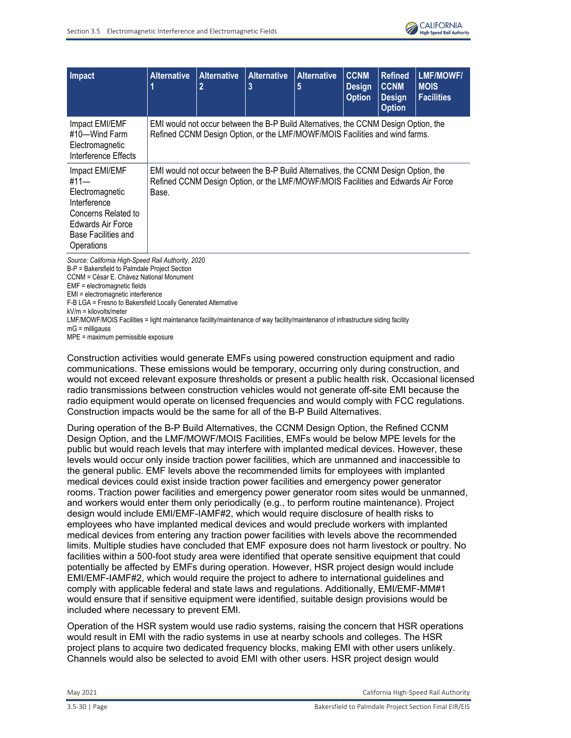| Impact | Alternative 1 | Alternative 2 | Alternative 3 | Alternative 5 | CCNM Design Option | Refined CCNM Design Option | LMF/MOWF/ MOIS Facilities |
|---|---|---|---|---|---|---|---|
| Impact EMI/EMF #10—Wind Farm Electromagnetic Interference Effects | EMI would not occur between the B-P Build Alternatives, the CCNM Design Option, the Refined CCNM Design Option, or the LMF/MOWF/MOIS Facilities and wind farms. | | | | | | |
| Impact EMI/EMF #11—Electromagnetic Interference Concerns Related to Edwards Air Force Base Facilities and Operations | EMI would not occur between the B-P Build Alternatives, the CCNM Design Option, the Refined CCNM Design Option, or the LMF/MOWF/MOIS Facilities and Edwards Air Force Base. | | | | | | |

*Source: California High-Speed Rail Authority, 2020*

B-P = Bakersfield to Palmdale Project Section
CCNM = César E. Chávez National Monument
EMF = electromagnetic fields
EMI = electromagnetic interference
F-B LGA = Fresno to Bakersfield Locally Generated Alternative
kV/m = kilovolts/meter
LMF/MOWF/MOIS Facilities = light maintenance facility/maintenance of way facility/maintenance of infrastructure siding facility
mG = milligauss
MPE = maximum permissible exposure

Construction activities would generate EMFs using powered construction equipment and radio communications. These emissions would be temporary, occurring only during construction, and would not exceed relevant exposure thresholds or present a public health risk. Occasional licensed radio transmissions between construction vehicles would not generate off-site EMI because the radio equipment would operate on licensed frequencies and would comply with FCC regulations. Construction impacts would be the same for all of the B-P Build Alternatives.

During operation of the B-P Build Alternatives, the CCNM Design Option, the Refined CCNM Design Option, and the LMF/MOWF/MOIS Facilities, EMFs would be below MPE levels for the public but would reach levels that may interfere with implanted medical devices. However, these levels would occur only inside traction power facilities, which are unmanned and inaccessible to the general public. EMF levels above the recommended limits for employees with implanted medical devices could exist inside traction power facilities and emergency power generator rooms. Traction power facilities and emergency power generator room sites would be unmanned, and workers would enter them only periodically (e.g., to perform routine maintenance). Project design would include EMI/EMF-IAMF#2, which would require disclosure of health risks to employees who have implanted medical devices and would preclude workers with implanted medical devices from entering any traction power facilities with levels above the recommended limits. Multiple studies have concluded that EMF exposure does not harm livestock or poultry. No facilities within a 500-foot study area were identified that operate sensitive equipment that could potentially be affected by EMFs during operation. However, HSR project design would include EMI/EMF-IAMF#2, which would require the project to adhere to international guidelines and comply with applicable federal and state laws and regulations. Additionally, EMI/EMF-MM#1 would ensure that if sensitive equipment were identified, suitable design provisions would be included where necessary to prevent EMI.

Operation of the HSR system would use radio systems, raising the concern that HSR operations would result in EMI with the radio systems in use at nearby schools and colleges. The HSR project plans to acquire two dedicated frequency blocks, making EMI with other users unlikely. Channels would also be selected to avoid EMI with other users. HSR project design would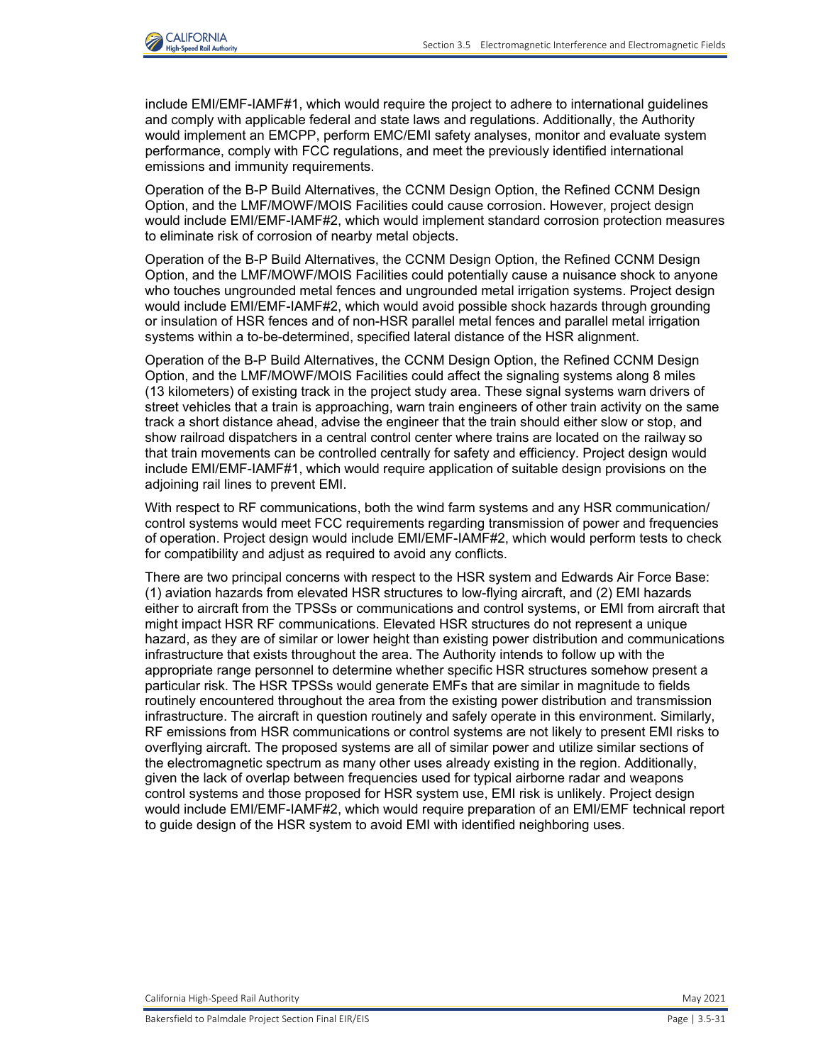include EMI/EMF-IAMF#1, which would require the project to adhere to international guidelines and comply with applicable federal and state laws and regulations. Additionally, the Authority would implement an EMCPP, perform EMC/EMI safety analyses, monitor and evaluate system performance, comply with FCC regulations, and meet the previously identified international emissions and immunity requirements.

Operation of the B-P Build Alternatives, the CCNM Design Option, the Refined CCNM Design Option, and the LMF/MOWF/MOIS Facilities could cause corrosion. However, project design would include EMI/EMF-IAMF#2, which would implement standard corrosion protection measures to eliminate risk of corrosion of nearby metal objects.

Operation of the B-P Build Alternatives, the CCNM Design Option, the Refined CCNM Design Option, and the LMF/MOWF/MOIS Facilities could potentially cause a nuisance shock to anyone who touches ungrounded metal fences and ungrounded metal irrigation systems. Project design would include EMI/EMF-IAMF#2, which would avoid possible shock hazards through grounding or insulation of HSR fences and of non-HSR parallel metal fences and parallel metal irrigation systems within a to-be-determined, specified lateral distance of the HSR alignment.

Operation of the B-P Build Alternatives, the CCNM Design Option, the Refined CCNM Design Option, and the LMF/MOWF/MOIS Facilities could affect the signaling systems along 8 miles (13 kilometers) of existing track in the project study area. These signal systems warn drivers of street vehicles that a train is approaching, warn train engineers of other train activity on the same track a short distance ahead, advise the engineer that the train should either slow or stop, and show railroad dispatchers in a central control center where trains are located on the railway so that train movements can be controlled centrally for safety and efficiency. Project design would include EMI/EMF-IAMF#1, which would require application of suitable design provisions on the adjoining rail lines to prevent EMI.

With respect to RF communications, both the wind farm systems and any HSR communication/control systems would meet FCC requirements regarding transmission of power and frequencies of operation. Project design would include EMI/EMF-IAMF#2, which would perform tests to check for compatibility and adjust as required to avoid any conflicts.

There are two principal concerns with respect to the HSR system and Edwards Air Force Base: (1) aviation hazards from elevated HSR structures to low-flying aircraft, and (2) EMI hazards either to aircraft from the TPSSs or communications and control systems, or EMI from aircraft that might impact HSR RF communications. Elevated HSR structures do not represent a unique hazard, as they are of similar or lower height than existing power distribution and communications infrastructure that exists throughout the area. The Authority intends to follow up with the appropriate range personnel to determine whether specific HSR structures somehow present a particular risk. The HSR TPSSs would generate EMFs that are similar in magnitude to fields routinely encountered throughout the area from the existing power distribution and transmission infrastructure. The aircraft in question routinely and safely operate in this environment. Similarly, RF emissions from HSR communications or control systems are not likely to present EMI risks to overflying aircraft. The proposed systems are all of similar power and utilize similar sections of the electromagnetic spectrum as many other uses already existing in the region. Additionally, given the lack of overlap between frequencies used for typical airborne radar and weapons control systems and those proposed for HSR system use, EMI risk is unlikely. Project design would include EMI/EMF-IAMF#2, which would require preparation of an EMI/EMF technical report to guide design of the HSR system to avoid EMI with identified neighboring uses.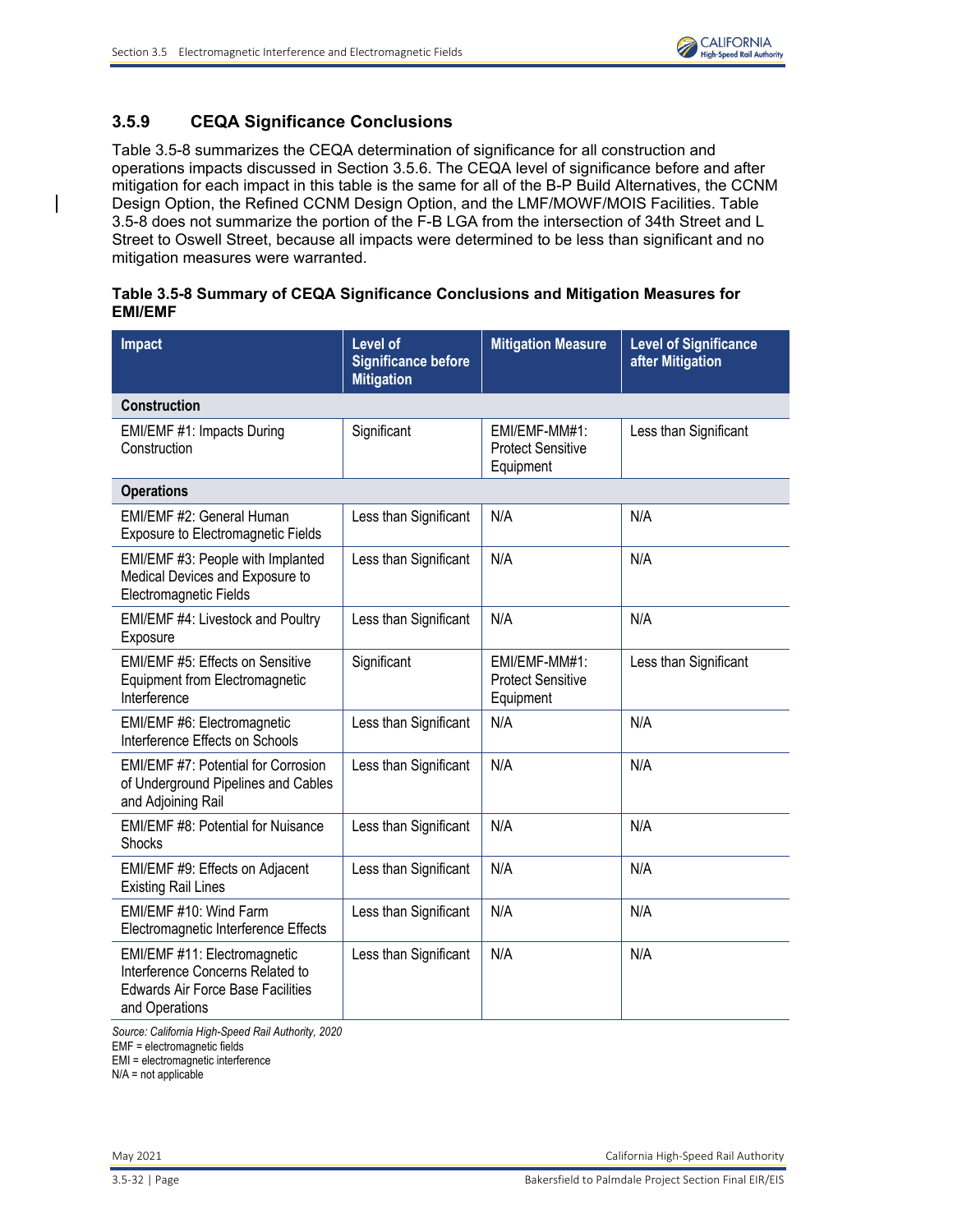### 3.5.9 CEQA Significance Conclusions

Table 3.5-8 summarizes the CEQA determination of significance for all construction and operations impacts discussed in Section 3.5.6. The CEQA level of significance before and after mitigation for each impact in this table is the same for all of the B-P Build Alternatives, the CCNM Design Option, the Refined CCNM Design Option, and the LMF/MOWF/MOIS Facilities. Table 3.5-8 does not summarize the portion of the F-B LGA from the intersection of 34th Street and L Street to Oswell Street, because all impacts were determined to be less than significant and no mitigation measures were warranted.

**Table 3.5-8 Summary of CEQA Significance Conclusions and Mitigation Measures for EMI/EMF**

| Impact | Level of Significance before Mitigation | Mitigation Measure | Level of Significance after Mitigation |
|---|---|---|---|
| **Construction** | | | |
| EMI/EMF #1: Impacts During Construction | Significant | EMI/EMF-MM#1: Protect Sensitive Equipment | Less than Significant |
| **Operations** | | | |
| EMI/EMF #2: General Human Exposure to Electromagnetic Fields | Less than Significant | N/A | N/A |
| EMI/EMF #3: People with Implanted Medical Devices and Exposure to Electromagnetic Fields | Less than Significant | N/A | N/A |
| EMI/EMF #4: Livestock and Poultry Exposure | Less than Significant | N/A | N/A |
| EMI/EMF #5: Effects on Sensitive Equipment from Electromagnetic Interference | Significant | EMI/EMF-MM#1: Protect Sensitive Equipment | Less than Significant |
| EMI/EMF #6: Electromagnetic Interference Effects on Schools | Less than Significant | N/A | N/A |
| EMI/EMF #7: Potential for Corrosion of Underground Pipelines and Cables and Adjoining Rail | Less than Significant | N/A | N/A |
| EMI/EMF #8: Potential for Nuisance Shocks | Less than Significant | N/A | N/A |
| EMI/EMF #9: Effects on Adjacent Existing Rail Lines | Less than Significant | N/A | N/A |
| EMI/EMF #10: Wind Farm Electromagnetic Interference Effects | Less than Significant | N/A | N/A |
| EMI/EMF #11: Electromagnetic Interference Concerns Related to Edwards Air Force Base Facilities and Operations | Less than Significant | N/A | N/A |

*Source: California High-Speed Rail Authority, 2020*
EMF = electromagnetic fields
EMI = electromagnetic interference
N/A = not applicable